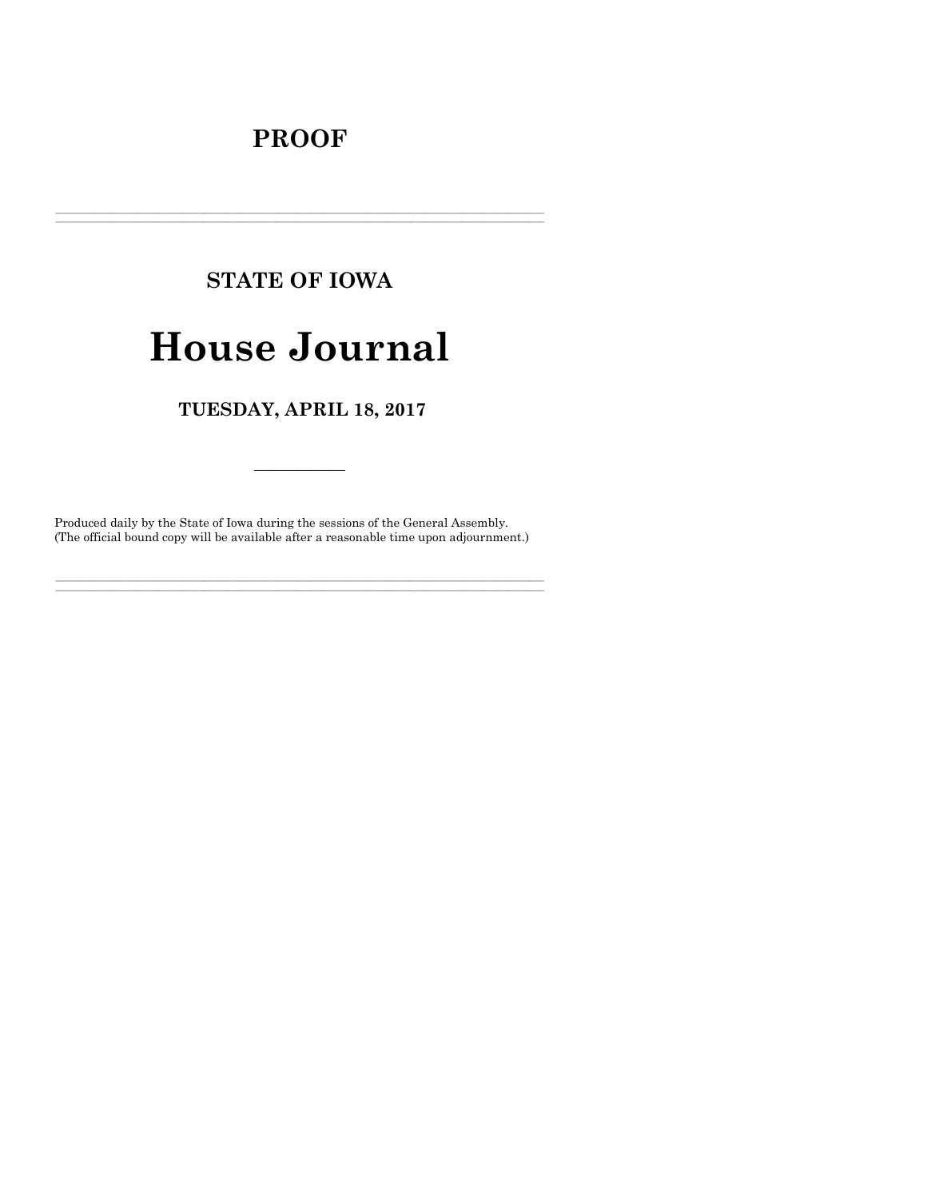# PROOF

---

## STATE OF IOWA

# House Journal

### TUESDAY, APRIL 18, 2017

---

Produced daily by the State of Iowa during the sessions of the General Assembly.
(The official bound copy will be available after a reasonable time upon adjournment.)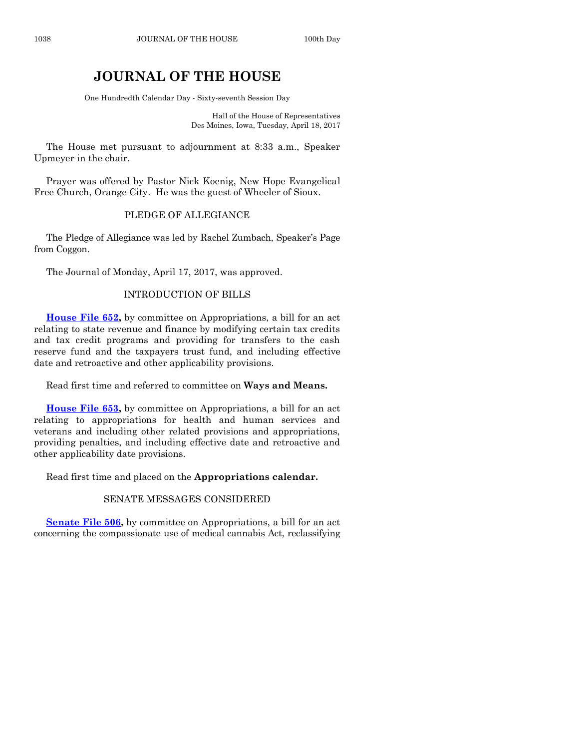# JOURNAL OF THE HOUSE

One Hundredth Calendar Day - Sixty-seventh Session Day

Hall of the House of Representatives
Des Moines, Iowa, Tuesday, April 18, 2017

The House met pursuant to adjournment at 8:33 a.m., Speaker Upmeyer in the chair.

Prayer was offered by Pastor Nick Koenig, New Hope Evangelical Free Church, Orange City. He was the guest of Wheeler of Sioux.

## PLEDGE OF ALLEGIANCE

The Pledge of Allegiance was led by Rachel Zumbach, Speaker's Page from Coggon.

The Journal of Monday, April 17, 2017, was approved.

## INTRODUCTION OF BILLS

**House File 652,** by committee on Appropriations, a bill for an act relating to state revenue and finance by modifying certain tax credits and tax credit programs and providing for transfers to the cash reserve fund and the taxpayers trust fund, and including effective date and retroactive and other applicability provisions.

Read first time and referred to committee on **Ways and Means.**

**House File 653,** by committee on Appropriations, a bill for an act relating to appropriations for health and human services and veterans and including other related provisions and appropriations, providing penalties, and including effective date and retroactive and other applicability date provisions.

Read first time and placed on the **Appropriations calendar.**

## SENATE MESSAGES CONSIDERED

**Senate File 506,** by committee on Appropriations, a bill for an act concerning the compassionate use of medical cannabis Act, reclassifying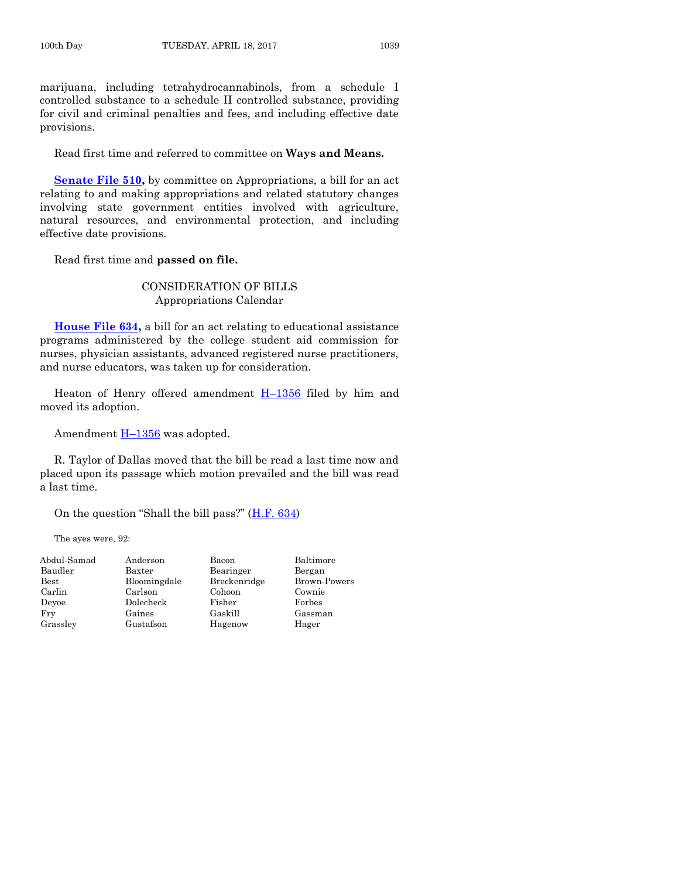marijuana, including tetrahydrocannabinols, from a schedule I controlled substance to a schedule II controlled substance, providing for civil and criminal penalties and fees, and including effective date provisions.

Read first time and referred to committee on **Ways and Means.**

**Senate File 510,** by committee on Appropriations, a bill for an act relating to and making appropriations and related statutory changes involving state government entities involved with agriculture, natural resources, and environmental protection, and including effective date provisions.

Read first time and **passed on file.**

## CONSIDERATION OF BILLS
### Appropriations Calendar

**House File 634,** a bill for an act relating to educational assistance programs administered by the college student aid commission for nurses, physician assistants, advanced registered nurse practitioners, and nurse educators, was taken up for consideration.

Heaton of Henry offered amendment H–1356 filed by him and moved its adoption.

Amendment H–1356 was adopted.

R. Taylor of Dallas moved that the bill be read a last time now and placed upon its passage which motion prevailed and the bill was read a last time.

On the question "Shall the bill pass?" (H.F. 634)

The ayes were, 92:

| | | | |
|---|---|---|---|
| Abdul-Samad | Anderson | Bacon | Baltimore |
| Baudler | Baxter | Bearinger | Bergan |
| Best | Bloomingdale | Breckenridge | Brown-Powers |
| Carlin | Carlson | Cohoon | Cownie |
| Deyoe | Dolecheck | Fisher | Forbes |
| Fry | Gaines | Gaskill | Gassman |
| Grassley | Gustafson | Hagenow | Hager |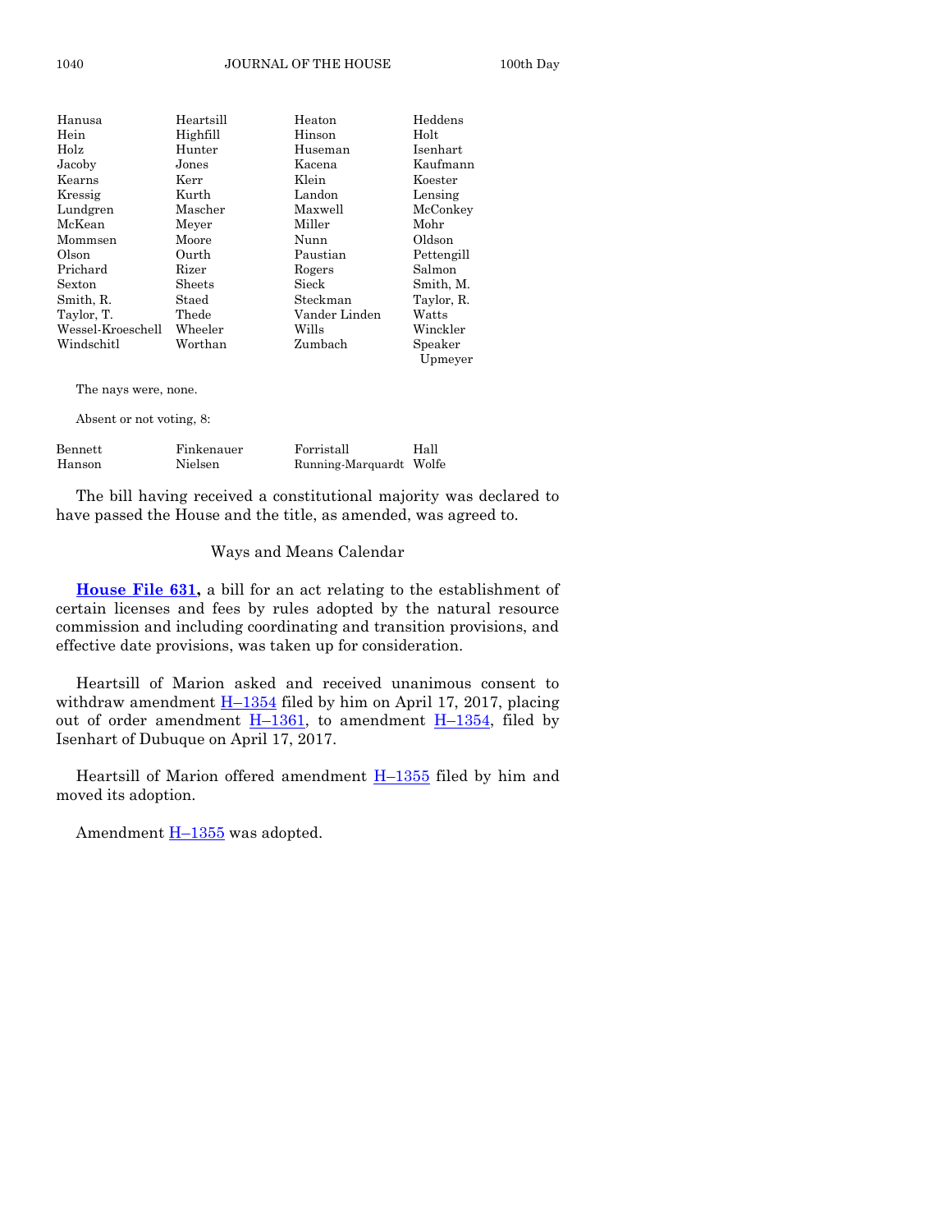| | | | |
|---|---|---|---|
| Hanusa | Heartsill | Heaton | Heddens |
| Hein | Highfill | Hinson | Holt |
| Holz | Hunter | Huseman | Isenhart |
| Jacoby | Jones | Kacena | Kaufmann |
| Kearns | Kerr | Klein | Koester |
| Kressig | Kurth | Landon | Lensing |
| Lundgren | Mascher | Maxwell | McConkey |
| McKean | Meyer | Miller | Mohr |
| Mommsen | Moore | Nunn | Oldson |
| Olson | Ourth | Paustian | Pettengill |
| Prichard | Rizer | Rogers | Salmon |
| Sexton | Sheets | Sieck | Smith, M. |
| Smith, R. | Staed | Steckman | Taylor, R. |
| Taylor, T. | Thede | Vander Linden | Watts |
| Wessel-Kroeschell | Wheeler | Wills | Winckler |
| Windschitl | Worthan | Zumbach | Speaker Upmeyer |

The nays were, none.

Absent or not voting, 8:

| | | | |
|---|---|---|---|
| Bennett | Finkenauer | Forristall | Hall |
| Hanson | Nielsen | Running-Marquardt | Wolfe |

The bill having received a constitutional majority was declared to have passed the House and the title, as amended, was agreed to.

## Ways and Means Calendar

**House File 631,** a bill for an act relating to the establishment of certain licenses and fees by rules adopted by the natural resource commission and including coordinating and transition provisions, and effective date provisions, was taken up for consideration.

Heartsill of Marion asked and received unanimous consent to withdraw amendment H–1354 filed by him on April 17, 2017, placing out of order amendment H–1361, to amendment H–1354, filed by Isenhart of Dubuque on April 17, 2017.

Heartsill of Marion offered amendment H–1355 filed by him and moved its adoption.

Amendment H–1355 was adopted.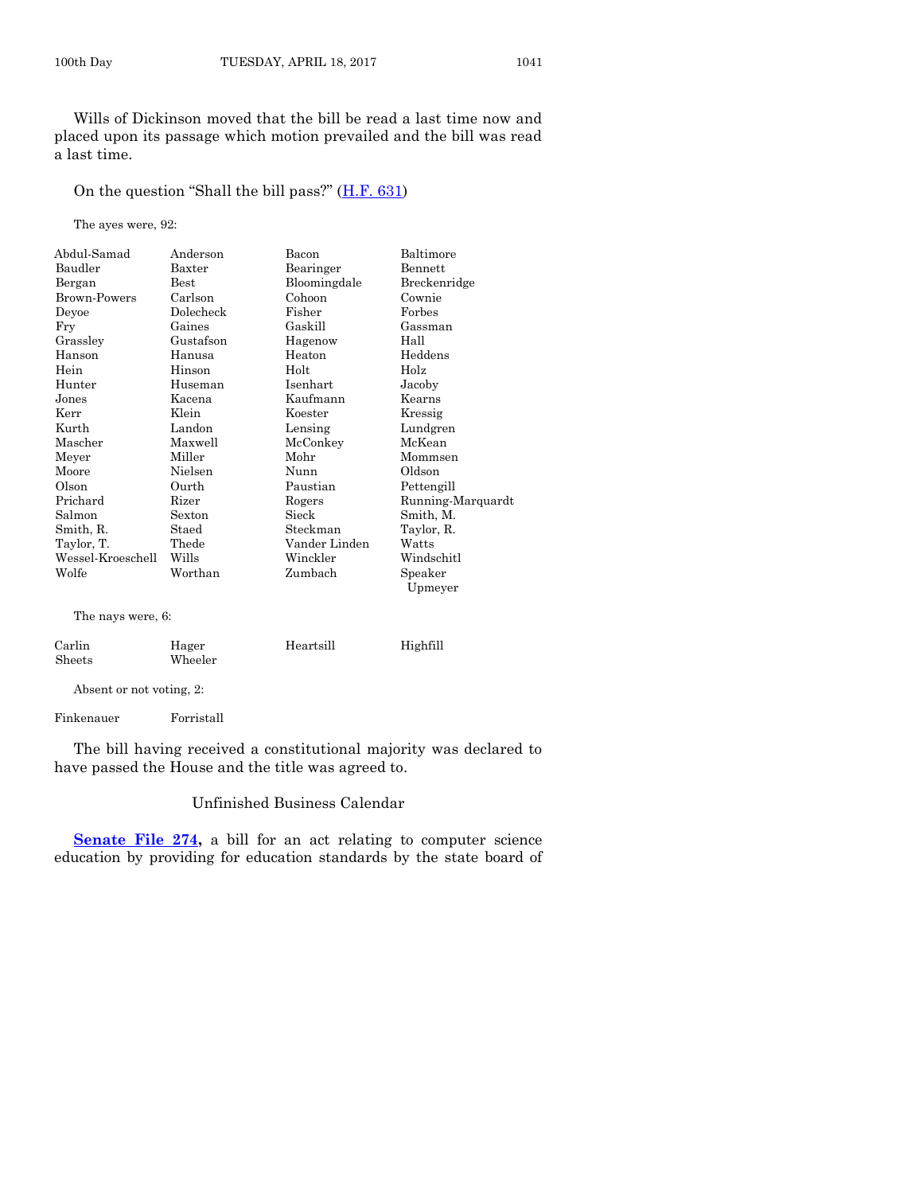Wills of Dickinson moved that the bill be read a last time now and placed upon its passage which motion prevailed and the bill was read a last time.

On the question "Shall the bill pass?" (H.F. 631)

The ayes were, 92:

| | | | |
|---|---|---|---|
| Abdul-Samad | Anderson | Bacon | Baltimore |
| Baudler | Baxter | Bearinger | Bennett |
| Bergan | Best | Bloomingdale | Breckenridge |
| Brown-Powers | Carlson | Cohoon | Cownie |
| Deyoe | Dolecheck | Fisher | Forbes |
| Fry | Gaines | Gaskill | Gassman |
| Grassley | Gustafson | Hagenow | Hall |
| Hanson | Hanusa | Heaton | Heddens |
| Hein | Hinson | Holt | Holz |
| Hunter | Huseman | Isenhart | Jacoby |
| Jones | Kacena | Kaufmann | Kearns |
| Kerr | Klein | Koester | Kressig |
| Kurth | Landon | Lensing | Lundgren |
| Mascher | Maxwell | McConkey | McKean |
| Meyer | Miller | Mohr | Mommsen |
| Moore | Nielsen | Nunn | Oldson |
| Olson | Ourth | Paustian | Pettengill |
| Prichard | Rizer | Rogers | Running-Marquardt |
| Salmon | Sexton | Sieck | Smith, M. |
| Smith, R. | Staed | Steckman | Taylor, R. |
| Taylor, T. | Thede | Vander Linden | Watts |
| Wessel-Kroeschell | Wills | Winckler | Windschitl |
| Wolfe | Worthan | Zumbach | Speaker Upmeyer |

The nays were, 6:

| | | | |
|---|---|---|---|
| Carlin | Hager | Heartsill | Highfill |
| Sheets | Wheeler | | |

Absent or not voting, 2:

| | |
|---|---|
| Finkenauer | Forristall |

The bill having received a constitutional majority was declared to have passed the House and the title was agreed to.

## Unfinished Business Calendar

**Senate File 274,** a bill for an act relating to computer science education by providing for education standards by the state board of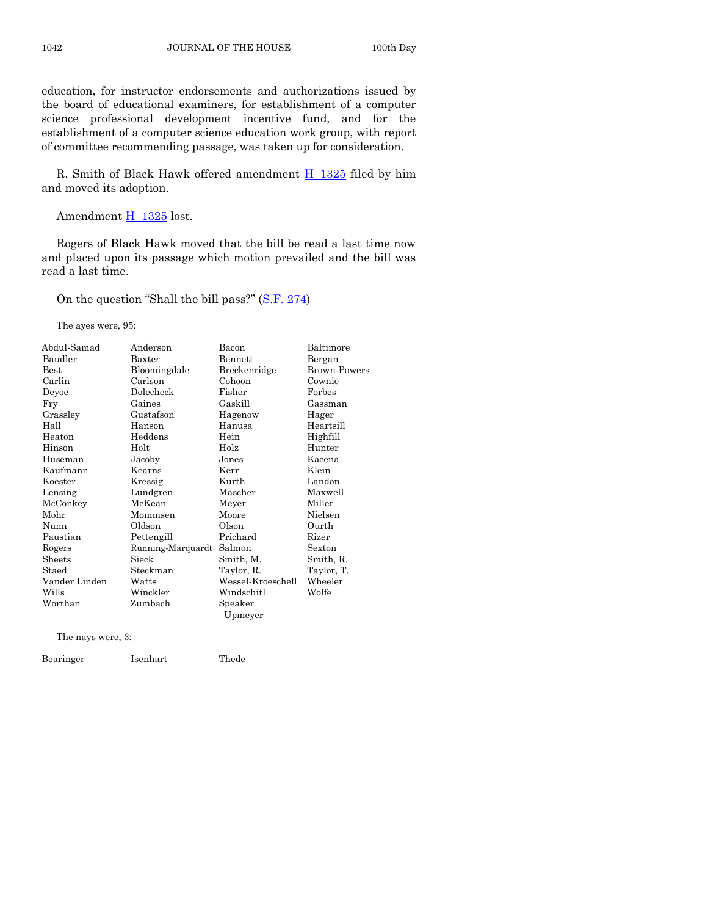education, for instructor endorsements and authorizations issued by the board of educational examiners, for establishment of a computer science professional development incentive fund, and for the establishment of a computer science education work group, with report of committee recommending passage, was taken up for consideration.

R. Smith of Black Hawk offered amendment H–1325 filed by him and moved its adoption.

Amendment H–1325 lost.

Rogers of Black Hawk moved that the bill be read a last time now and placed upon its passage which motion prevailed and the bill was read a last time.

On the question "Shall the bill pass?" (S.F. 274)

The ayes were, 95:

| | | | |
|---|---|---|---|
| Abdul-Samad | Anderson | Bacon | Baltimore |
| Baudler | Baxter | Bennett | Bergan |
| Best | Bloomingdale | Breckenridge | Brown-Powers |
| Carlin | Carlson | Cohoon | Cownie |
| Deyoe | Dolecheck | Fisher | Forbes |
| Fry | Gaines | Gaskill | Gassman |
| Grassley | Gustafson | Hagenow | Hager |
| Hall | Hanson | Hanusa | Heartsill |
| Heaton | Heddens | Hein | Highfill |
| Hinson | Holt | Holz | Hunter |
| Huseman | Jacoby | Jones | Kacena |
| Kaufmann | Kearns | Kerr | Klein |
| Koester | Kressig | Kurth | Landon |
| Lensing | Lundgren | Mascher | Maxwell |
| McConkey | McKean | Meyer | Miller |
| Mohr | Mommsen | Moore | Nielsen |
| Nunn | Oldson | Olson | Ourth |
| Paustian | Pettengill | Prichard | Rizer |
| Rogers | Running-Marquardt | Salmon | Sexton |
| Sheets | Sieck | Smith, M. | Smith, R. |
| Staed | Steckman | Taylor, R. | Taylor, T. |
| Vander Linden | Watts | Wessel-Kroeschell | Wheeler |
| Wills | Winckler | Windschitl | Wolfe |
| Worthan | Zumbach | Speaker Upmeyer | |

The nays were, 3:

| | | |
|---|---|---|
| Bearinger | Isenhart | Thede |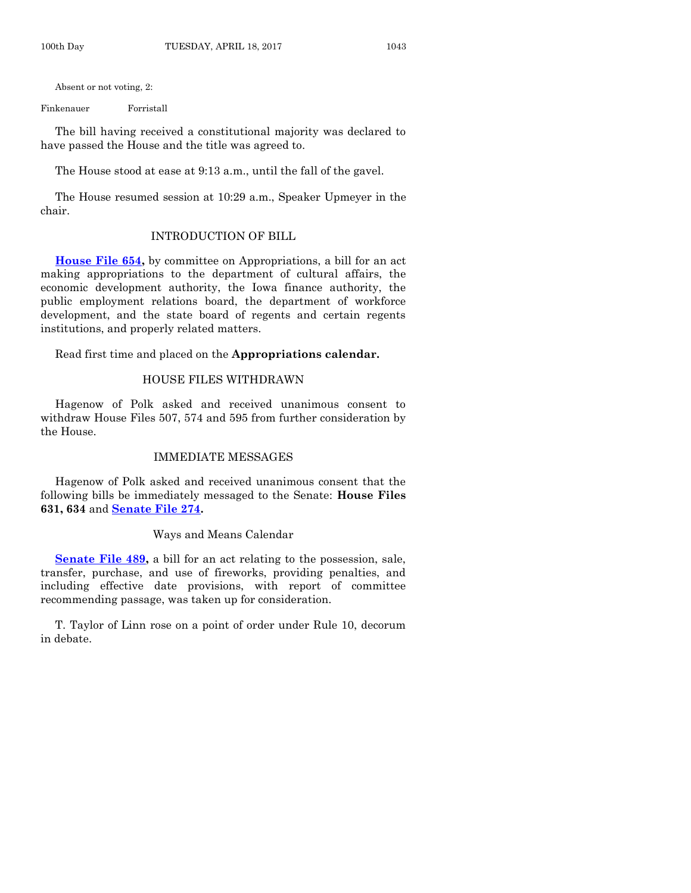Absent or not voting, 2:

Finkenauer Forristall

The bill having received a constitutional majority was declared to have passed the House and the title was agreed to.

The House stood at ease at 9:13 a.m., until the fall of the gavel.

The House resumed session at 10:29 a.m., Speaker Upmeyer in the chair.

## INTRODUCTION OF BILL

**House File 654,** by committee on Appropriations, a bill for an act making appropriations to the department of cultural affairs, the economic development authority, the Iowa finance authority, the public employment relations board, the department of workforce development, and the state board of regents and certain regents institutions, and properly related matters.

Read first time and placed on the **Appropriations calendar.**

## HOUSE FILES WITHDRAWN

Hagenow of Polk asked and received unanimous consent to withdraw House Files 507, 574 and 595 from further consideration by the House.

## IMMEDIATE MESSAGES

Hagenow of Polk asked and received unanimous consent that the following bills be immediately messaged to the Senate: **House Files 631, 634** and **Senate File 274.**

## Ways and Means Calendar

**Senate File 489,** a bill for an act relating to the possession, sale, transfer, purchase, and use of fireworks, providing penalties, and including effective date provisions, with report of committee recommending passage, was taken up for consideration.

T. Taylor of Linn rose on a point of order under Rule 10, decorum in debate.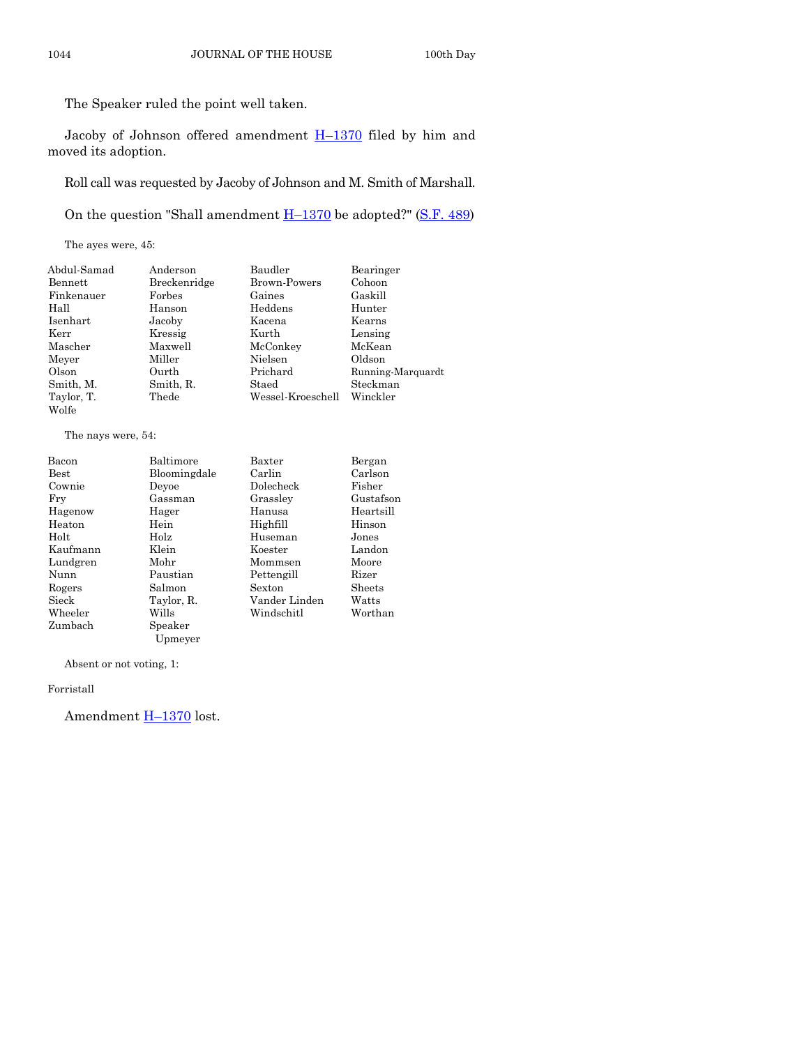The Speaker ruled the point well taken.

Jacoby of Johnson offered amendment H–1370 filed by him and moved its adoption.

Roll call was requested by Jacoby of Johnson and M. Smith of Marshall.

On the question "Shall amendment H–1370 be adopted?" (S.F. 489)

The ayes were, 45:

| | | | |
|---|---|---|---|
| Abdul-Samad | Anderson | Baudler | Bearinger |
| Bennett | Breckenridge | Brown-Powers | Cohoon |
| Finkenauer | Forbes | Gaines | Gaskill |
| Hall | Hanson | Heddens | Hunter |
| Isenhart | Jacoby | Kacena | Kearns |
| Kerr | Kressig | Kurth | Lensing |
| Mascher | Maxwell | McConkey | McKean |
| Meyer | Miller | Nielsen | Oldson |
| Olson | Ourth | Prichard | Running-Marquardt |
| Smith, M. | Smith, R. | Staed | Steckman |
| Taylor, T. | Thede | Wessel-Kroeschell | Winckler |
| Wolfe | | | |

The nays were, 54:

| | | | |
|---|---|---|---|
| Bacon | Baltimore | Baxter | Bergan |
| Best | Bloomingdale | Carlin | Carlson |
| Cownie | Deyoe | Dolecheck | Fisher |
| Fry | Gassman | Grassley | Gustafson |
| Hagenow | Hager | Hanusa | Heartsill |
| Heaton | Hein | Highfill | Hinson |
| Holt | Holz | Huseman | Jones |
| Kaufmann | Klein | Koester | Landon |
| Lundgren | Mohr | Mommsen | Moore |
| Nunn | Paustian | Pettengill | Rizer |
| Rogers | Salmon | Sexton | Sheets |
| Sieck | Taylor, R. | Vander Linden | Watts |
| Wheeler | Wills | Windschitl | Worthan |
| Zumbach | Speaker Upmeyer | | |

Absent or not voting, 1:

Forristall

Amendment H–1370 lost.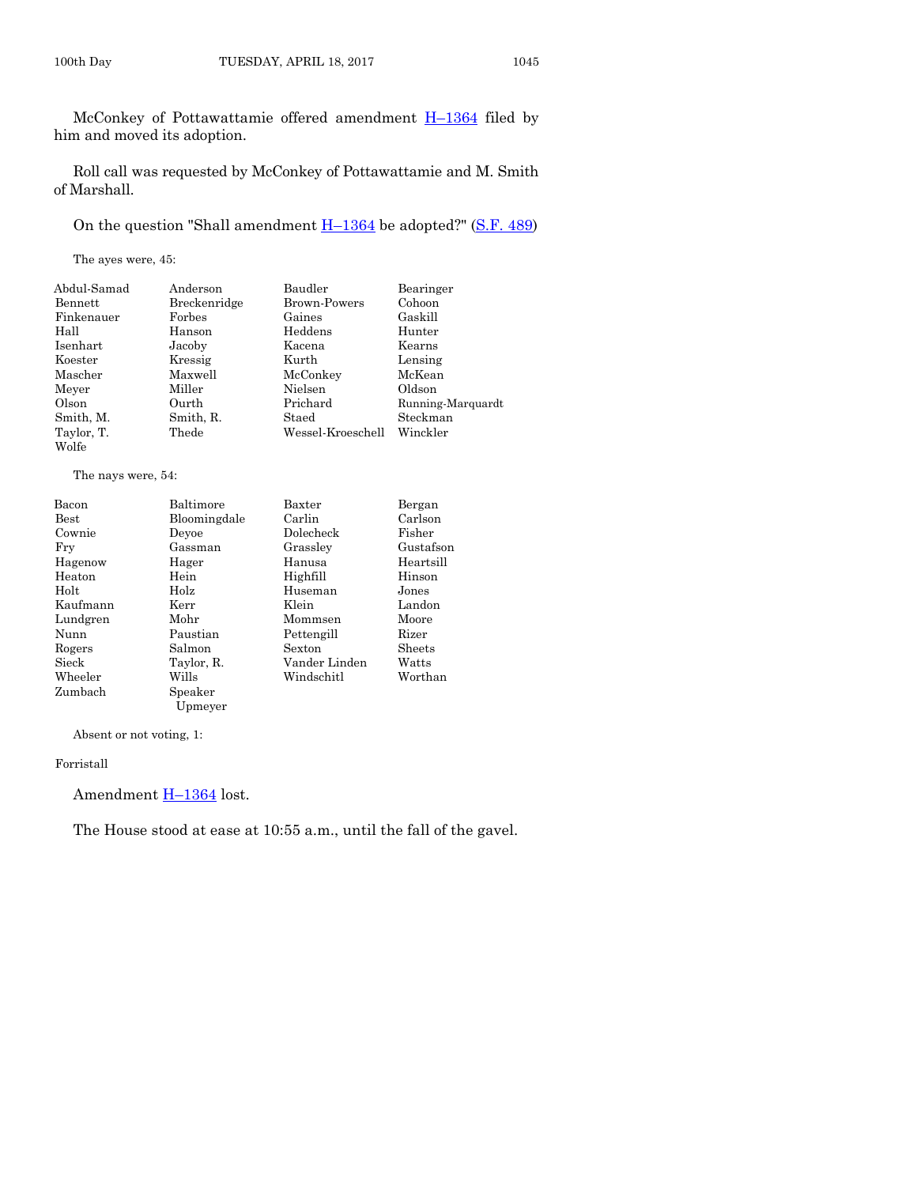McConkey of Pottawattamie offered amendment H–1364 filed by him and moved its adoption.

Roll call was requested by McConkey of Pottawattamie and M. Smith of Marshall.

On the question "Shall amendment H–1364 be adopted?" (S.F. 489)

The ayes were, 45:

| | | | |
|---|---|---|---|
| Abdul-Samad | Anderson | Baudler | Bearinger |
| Bennett | Breckenridge | Brown-Powers | Cohoon |
| Finkenauer | Forbes | Gaines | Gaskill |
| Hall | Hanson | Heddens | Hunter |
| Isenhart | Jacoby | Kacena | Kearns |
| Koester | Kressig | Kurth | Lensing |
| Mascher | Maxwell | McConkey | McKean |
| Meyer | Miller | Nielsen | Oldson |
| Olson | Ourth | Prichard | Running-Marquardt |
| Smith, M. | Smith, R. | Staed | Steckman |
| Taylor, T. | Thede | Wessel-Kroeschell | Winckler |
| Wolfe | | | |

The nays were, 54:

| | | | |
|---|---|---|---|
| Bacon | Baltimore | Baxter | Bergan |
| Best | Bloomingdale | Carlin | Carlson |
| Cownie | Deyoe | Dolecheck | Fisher |
| Fry | Gassman | Grassley | Gustafson |
| Hagenow | Hager | Hanusa | Heartsill |
| Heaton | Hein | Highfill | Hinson |
| Holt | Holz | Huseman | Jones |
| Kaufmann | Kerr | Klein | Landon |
| Lundgren | Mohr | Mommsen | Moore |
| Nunn | Paustian | Pettengill | Rizer |
| Rogers | Salmon | Sexton | Sheets |
| Sieck | Taylor, R. | Vander Linden | Watts |
| Wheeler | Wills | Windschitl | Worthan |
| Zumbach | Speaker Upmeyer | | |

Absent or not voting, 1:

Forristall

Amendment H–1364 lost.

The House stood at ease at 10:55 a.m., until the fall of the gavel.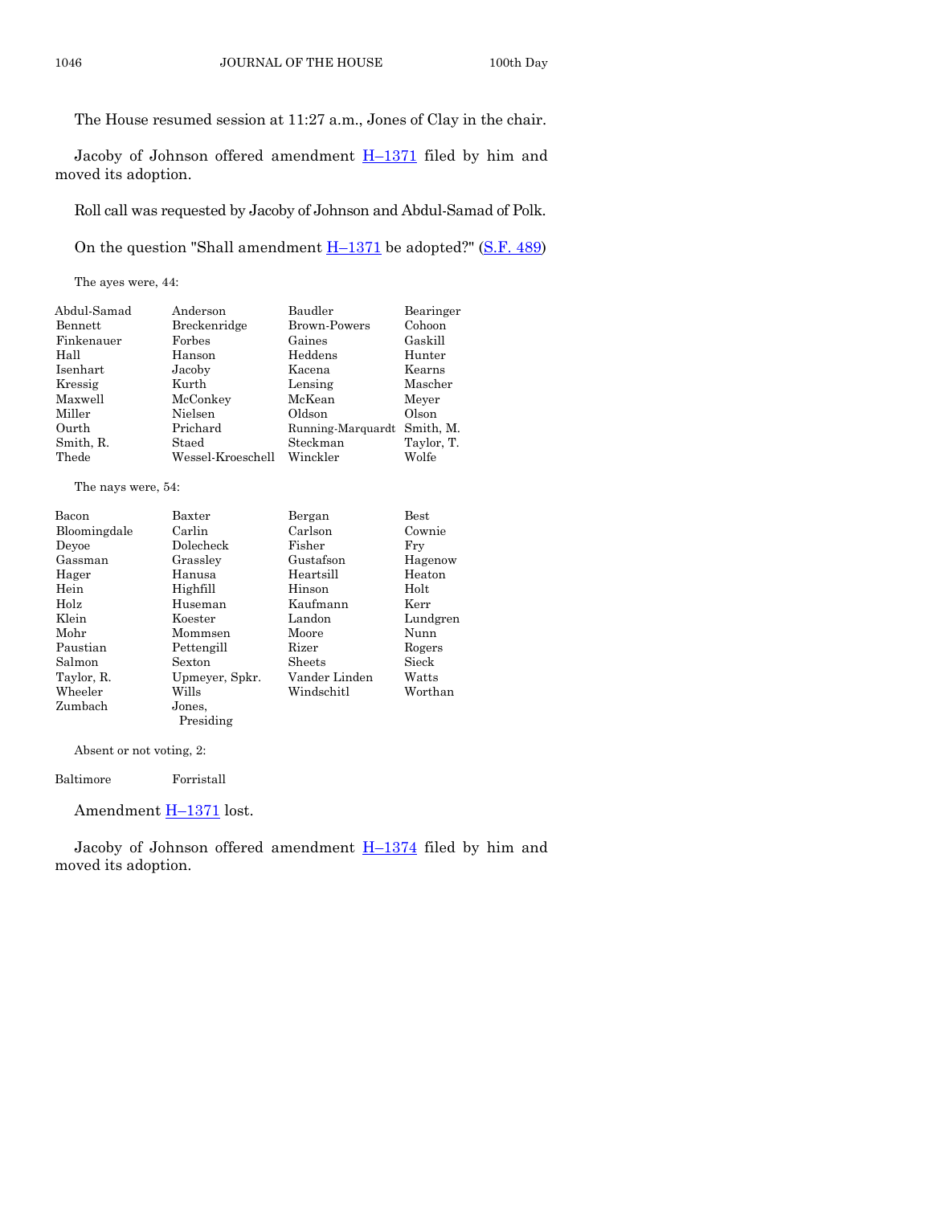The House resumed session at 11:27 a.m., Jones of Clay in the chair.

Jacoby of Johnson offered amendment H–1371 filed by him and moved its adoption.

Roll call was requested by Jacoby of Johnson and Abdul-Samad of Polk.

On the question "Shall amendment H–1371 be adopted?" (S.F. 489)

The ayes were, 44:

| | | | |
|---|---|---|---|
| Abdul-Samad | Anderson | Baudler | Bearinger |
| Bennett | Breckenridge | Brown-Powers | Cohoon |
| Finkenauer | Forbes | Gaines | Gaskill |
| Hall | Hanson | Heddens | Hunter |
| Isenhart | Jacoby | Kacena | Kearns |
| Kressig | Kurth | Lensing | Mascher |
| Maxwell | McConkey | McKean | Meyer |
| Miller | Nielsen | Oldson | Olson |
| Ourth | Prichard | Running-Marquardt | Smith, M. |
| Smith, R. | Staed | Steckman | Taylor, T. |
| Thede | Wessel-Kroeschell | Winckler | Wolfe |

The nays were, 54:

| | | | |
|---|---|---|---|
| Bacon | Baxter | Bergan | Best |
| Bloomingdale | Carlin | Carlson | Cownie |
| Deyoe | Dolecheck | Fisher | Fry |
| Gassman | Grassley | Gustafson | Hagenow |
| Hager | Hanusa | Heartsill | Heaton |
| Hein | Highfill | Hinson | Holt |
| Holz | Huseman | Kaufmann | Kerr |
| Klein | Koester | Landon | Lundgren |
| Mohr | Mommsen | Moore | Nunn |
| Paustian | Pettengill | Rizer | Rogers |
| Salmon | Sexton | Sheets | Sieck |
| Taylor, R. | Upmeyer, Spkr. | Vander Linden | Watts |
| Wheeler | Wills | Windschitl | Worthan |
| Zumbach | Jones, Presiding | | |

Absent or not voting, 2:

| | |
|---|---|
| Baltimore | Forristall |

Amendment H–1371 lost.

Jacoby of Johnson offered amendment H–1374 filed by him and moved its adoption.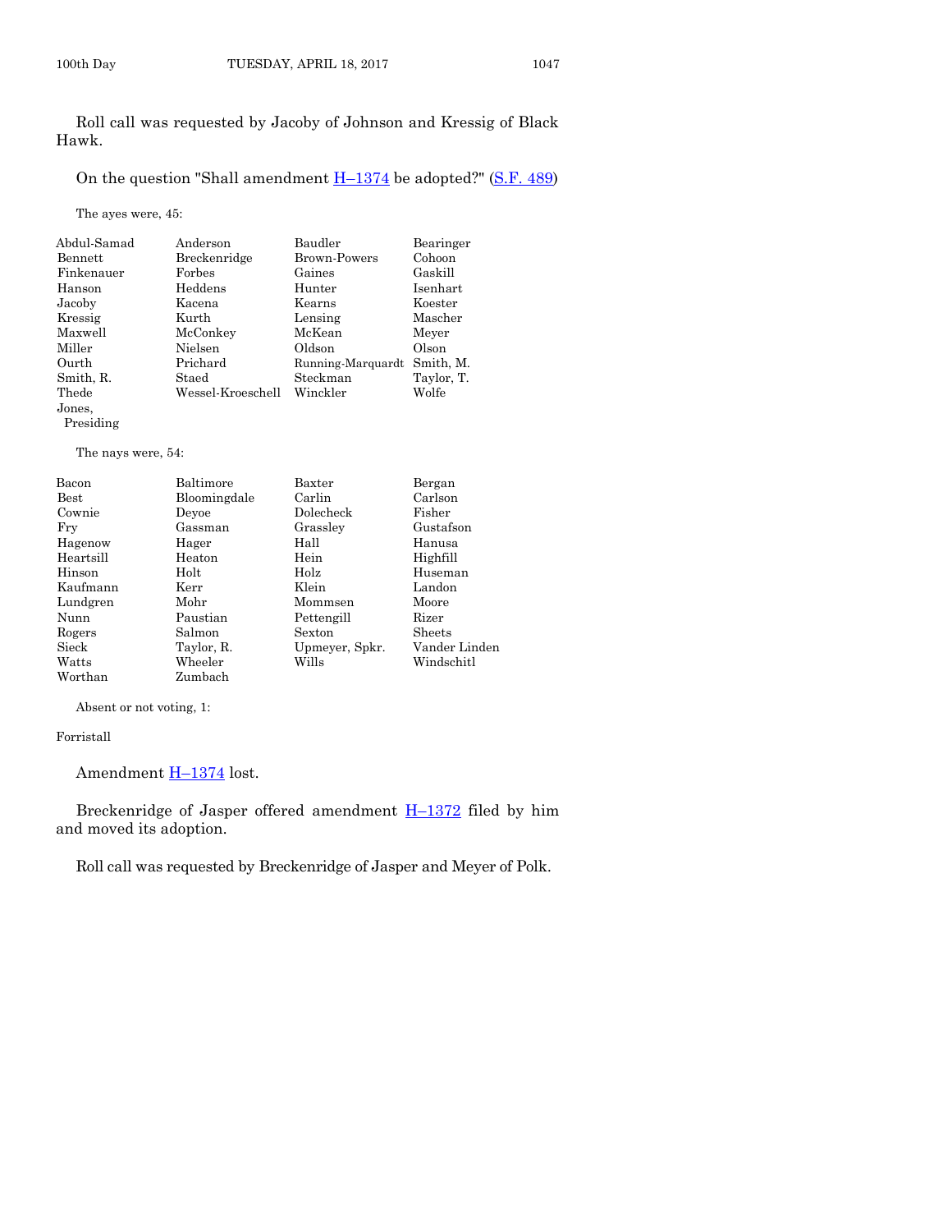Roll call was requested by Jacoby of Johnson and Kressig of Black Hawk.

On the question "Shall amendment H–1374 be adopted?" (S.F. 489)

The ayes were, 45:

| | | | |
|---|---|---|---|
| Abdul-Samad | Anderson | Baudler | Bearinger |
| Bennett | Breckenridge | Brown-Powers | Cohoon |
| Finkenauer | Forbes | Gaines | Gaskill |
| Hanson | Heddens | Hunter | Isenhart |
| Jacoby | Kacena | Kearns | Koester |
| Kressig | Kurth | Lensing | Mascher |
| Maxwell | McConkey | McKean | Meyer |
| Miller | Nielsen | Oldson | Olson |
| Ourth | Prichard | Running-Marquardt | Smith, M. |
| Smith, R. | Staed | Steckman | Taylor, T. |
| Thede | Wessel-Kroeschell | Winckler | Wolfe |
| Jones, Presiding | | | |

The nays were, 54:

| | | | |
|---|---|---|---|
| Bacon | Baltimore | Baxter | Bergan |
| Best | Bloomingdale | Carlin | Carlson |
| Cownie | Deyoe | Dolecheck | Fisher |
| Fry | Gassman | Grassley | Gustafson |
| Hagenow | Hager | Hall | Hanusa |
| Heartsill | Heaton | Hein | Highfill |
| Hinson | Holt | Holz | Huseman |
| Kaufmann | Kerr | Klein | Landon |
| Lundgren | Mohr | Mommsen | Moore |
| Nunn | Paustian | Pettengill | Rizer |
| Rogers | Salmon | Sexton | Sheets |
| Sieck | Taylor, R. | Upmeyer, Spkr. | Vander Linden |
| Watts | Wheeler | Wills | Windschitl |
| Worthan | Zumbach | | |

Absent or not voting, 1:

Forristall

Amendment H–1374 lost.

Breckenridge of Jasper offered amendment H–1372 filed by him and moved its adoption.

Roll call was requested by Breckenridge of Jasper and Meyer of Polk.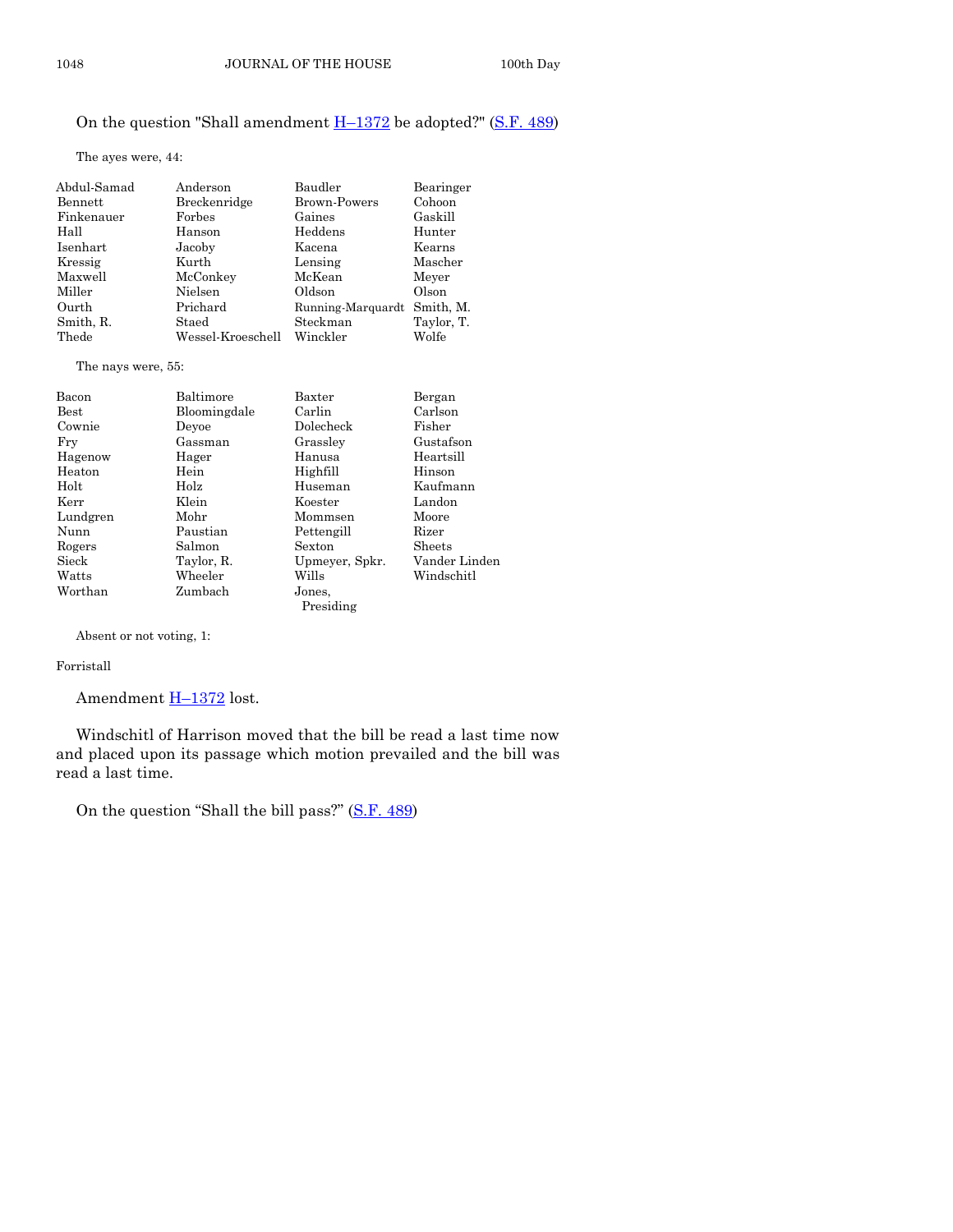On the question "Shall amendment H–1372 be adopted?" (S.F. 489)

The ayes were, 44:

| | | | |
|---|---|---|---|
| Abdul-Samad | Anderson | Baudler | Bearinger |
| Bennett | Breckenridge | Brown-Powers | Cohoon |
| Finkenauer | Forbes | Gaines | Gaskill |
| Hall | Hanson | Heddens | Hunter |
| Isenhart | Jacoby | Kacena | Kearns |
| Kressig | Kurth | Lensing | Mascher |
| Maxwell | McConkey | McKean | Meyer |
| Miller | Nielsen | Oldson | Olson |
| Ourth | Prichard | Running-Marquardt | Smith, M. |
| Smith, R. | Staed | Steckman | Taylor, T. |
| Thede | Wessel-Kroeschell | Winckler | Wolfe |

The nays were, 55:

| | | | |
|---|---|---|---|
| Bacon | Baltimore | Baxter | Bergan |
| Best | Bloomingdale | Carlin | Carlson |
| Cownie | Deyoe | Dolecheck | Fisher |
| Fry | Gassman | Grassley | Gustafson |
| Hagenow | Hager | Hanusa | Heartsill |
| Heaton | Hein | Highfill | Hinson |
| Holt | Holz | Huseman | Kaufmann |
| Kerr | Klein | Koester | Landon |
| Lundgren | Mohr | Mommsen | Moore |
| Nunn | Paustian | Pettengill | Rizer |
| Rogers | Salmon | Sexton | Sheets |
| Sieck | Taylor, R. | Upmeyer, Spkr. | Vander Linden |
| Watts | Wheeler | Wills | Windschitl |
| Worthan | Zumbach | Jones, Presiding | |

Absent or not voting, 1:

Forristall

Amendment H–1372 lost.

Windschitl of Harrison moved that the bill be read a last time now and placed upon its passage which motion prevailed and the bill was read a last time.

On the question "Shall the bill pass?" (S.F. 489)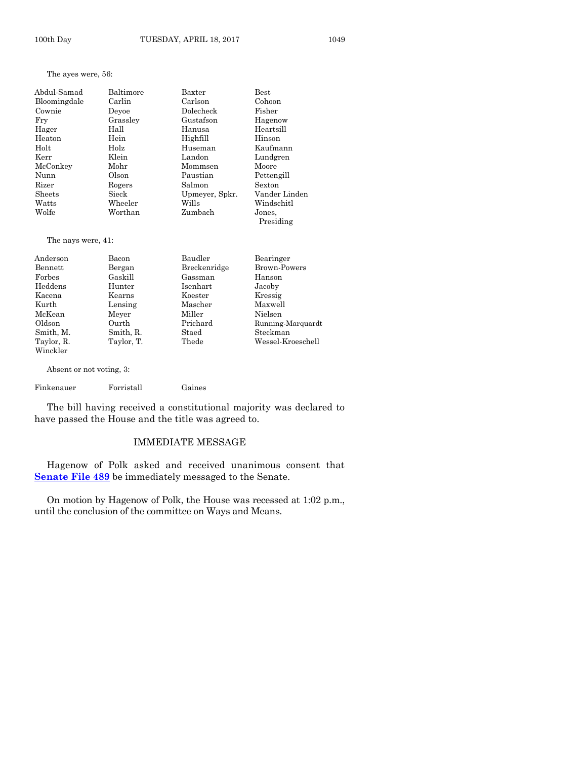The ayes were, 56:

| | | | |
|---|---|---|---|
| Abdul-Samad | Baltimore | Baxter | Best |
| Bloomingdale | Carlin | Carlson | Cohoon |
| Cownie | Deyoe | Dolecheck | Fisher |
| Fry | Grassley | Gustafson | Hagenow |
| Hager | Hall | Hanusa | Heartsill |
| Heaton | Hein | Highfill | Hinson |
| Holt | Holz | Huseman | Kaufmann |
| Kerr | Klein | Landon | Lundgren |
| McConkey | Mohr | Mommsen | Moore |
| Nunn | Olson | Paustian | Pettengill |
| Rizer | Rogers | Salmon | Sexton |
| Sheets | Sieck | Upmeyer, Spkr. | Vander Linden |
| Watts | Wheeler | Wills | Windschitl |
| Wolfe | Worthan | Zumbach | Jones, Presiding |

The nays were, 41:

| | | | |
|---|---|---|---|
| Anderson | Bacon | Baudler | Bearinger |
| Bennett | Bergan | Breckenridge | Brown-Powers |
| Forbes | Gaskill | Gassman | Hanson |
| Heddens | Hunter | Isenhart | Jacoby |
| Kacena | Kearns | Koester | Kressig |
| Kurth | Lensing | Mascher | Maxwell |
| McKean | Meyer | Miller | Nielsen |
| Oldson | Ourth | Prichard | Running-Marquardt |
| Smith, M. | Smith, R. | Staed | Steckman |
| Taylor, R. | Taylor, T. | Thede | Wessel-Kroeschell |
| Winckler | | | |

Absent or not voting, 3:

| | | |
|---|---|---|
| Finkenauer | Forristall | Gaines |

The bill having received a constitutional majority was declared to have passed the House and the title was agreed to.

## IMMEDIATE MESSAGE

Hagenow of Polk asked and received unanimous consent that **Senate File 489** be immediately messaged to the Senate.

On motion by Hagenow of Polk, the House was recessed at 1:02 p.m., until the conclusion of the committee on Ways and Means.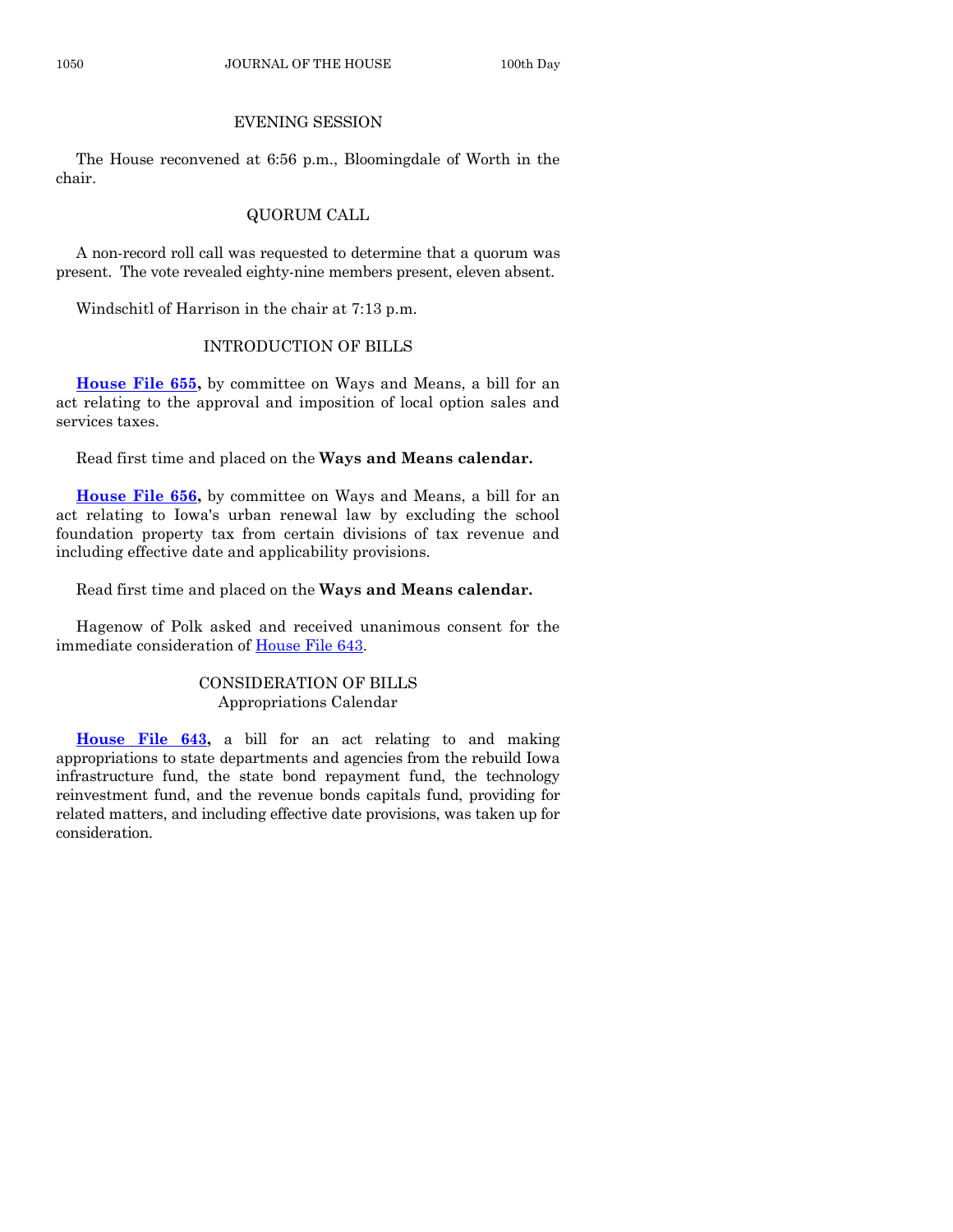## EVENING SESSION

The House reconvened at 6:56 p.m., Bloomingdale of Worth in the chair.

## QUORUM CALL

A non-record roll call was requested to determine that a quorum was present. The vote revealed eighty-nine members present, eleven absent.

Windschitl of Harrison in the chair at 7:13 p.m.

## INTRODUCTION OF BILLS

**House File 655,** by committee on Ways and Means, a bill for an act relating to the approval and imposition of local option sales and services taxes.

Read first time and placed on the **Ways and Means calendar.**

**House File 656,** by committee on Ways and Means, a bill for an act relating to Iowa's urban renewal law by excluding the school foundation property tax from certain divisions of tax revenue and including effective date and applicability provisions.

Read first time and placed on the **Ways and Means calendar.**

Hagenow of Polk asked and received unanimous consent for the immediate consideration of House File 643.

## CONSIDERATION OF BILLS
Appropriations Calendar

**House File 643,** a bill for an act relating to and making appropriations to state departments and agencies from the rebuild Iowa infrastructure fund, the state bond repayment fund, the technology reinvestment fund, and the revenue bonds capitals fund, providing for related matters, and including effective date provisions, was taken up for consideration.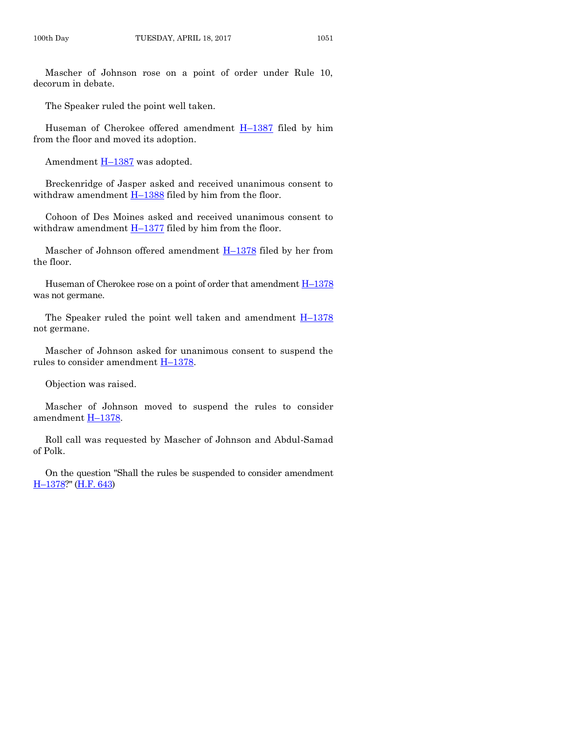Mascher of Johnson rose on a point of order under Rule 10, decorum in debate.

The Speaker ruled the point well taken.

Huseman of Cherokee offered amendment H–1387 filed by him from the floor and moved its adoption.

Amendment H–1387 was adopted.

Breckenridge of Jasper asked and received unanimous consent to withdraw amendment H–1388 filed by him from the floor.

Cohoon of Des Moines asked and received unanimous consent to withdraw amendment H–1377 filed by him from the floor.

Mascher of Johnson offered amendment H–1378 filed by her from the floor.

Huseman of Cherokee rose on a point of order that amendment H–1378 was not germane.

The Speaker ruled the point well taken and amendment H–1378 not germane.

Mascher of Johnson asked for unanimous consent to suspend the rules to consider amendment H–1378.

Objection was raised.

Mascher of Johnson moved to suspend the rules to consider amendment H–1378.

Roll call was requested by Mascher of Johnson and Abdul-Samad of Polk.

On the question "Shall the rules be suspended to consider amendment H–1378?" (H.F. 643)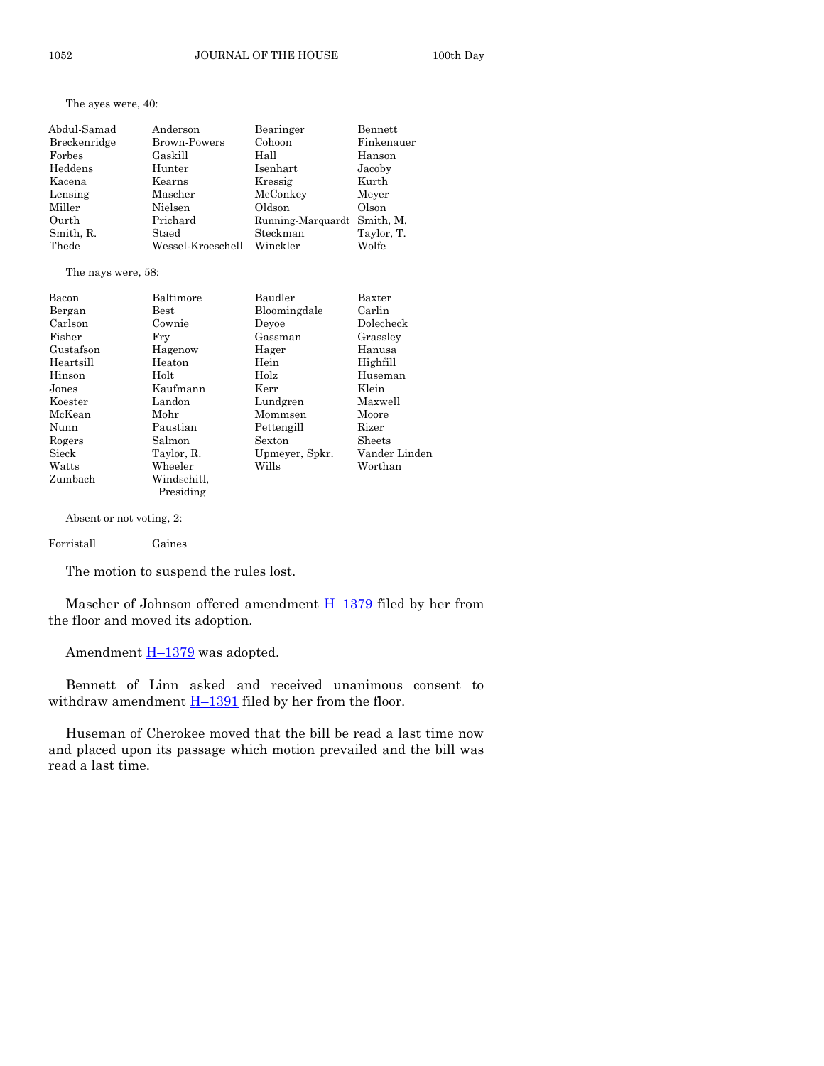The ayes were, 40:

| | | | |
|---|---|---|---|
| Abdul-Samad | Anderson | Bearinger | Bennett |
| Breckenridge | Brown-Powers | Cohoon | Finkenauer |
| Forbes | Gaskill | Hall | Hanson |
| Heddens | Hunter | Isenhart | Jacoby |
| Kacena | Kearns | Kressig | Kurth |
| Lensing | Mascher | McConkey | Meyer |
| Miller | Nielsen | Oldson | Olson |
| Ourth | Prichard | Running-Marquardt | Smith, M. |
| Smith, R. | Staed | Steckman | Taylor, T. |
| Thede | Wessel-Kroeschell | Winckler | Wolfe |

The nays were, 58:

| | | | |
|---|---|---|---|
| Bacon | Baltimore | Baudler | Baxter |
| Bergan | Best | Bloomingdale | Carlin |
| Carlson | Cownie | Deyoe | Dolecheck |
| Fisher | Fry | Gassman | Grassley |
| Gustafson | Hagenow | Hager | Hanusa |
| Heartsill | Heaton | Hein | Highfill |
| Hinson | Holt | Holz | Huseman |
| Jones | Kaufmann | Kerr | Klein |
| Koester | Landon | Lundgren | Maxwell |
| McKean | Mohr | Mommsen | Moore |
| Nunn | Paustian | Pettengill | Rizer |
| Rogers | Salmon | Sexton | Sheets |
| Sieck | Taylor, R. | Upmeyer, Spkr. | Vander Linden |
| Watts | Wheeler | Wills | Worthan |
| Zumbach | Windschitl, Presiding | | |

Absent or not voting, 2:

| | |
|---|---|
| Forristall | Gaines |

The motion to suspend the rules lost.

Mascher of Johnson offered amendment H–1379 filed by her from the floor and moved its adoption.

Amendment H–1379 was adopted.

Bennett of Linn asked and received unanimous consent to withdraw amendment H–1391 filed by her from the floor.

Huseman of Cherokee moved that the bill be read a last time now and placed upon its passage which motion prevailed and the bill was read a last time.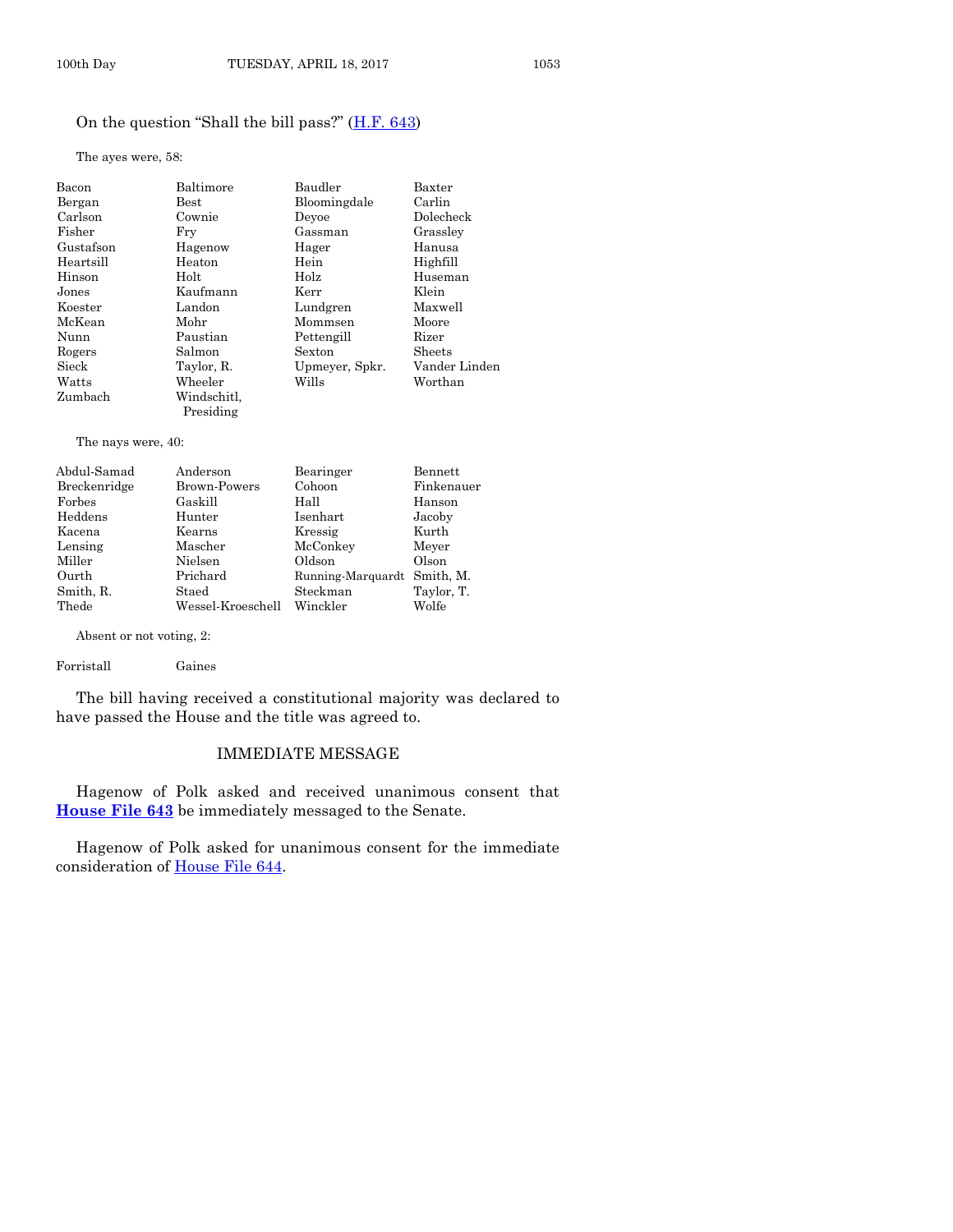On the question “Shall the bill pass?” (H.F. 643)

The ayes were, 58:

| | | | |
|---|---|---|---|
| Bacon | Baltimore | Baudler | Baxter |
| Bergan | Best | Bloomingdale | Carlin |
| Carlson | Cownie | Deyoe | Dolecheck |
| Fisher | Fry | Gassman | Grassley |
| Gustafson | Hagenow | Hager | Hanusa |
| Heartsill | Heaton | Hein | Highfill |
| Hinson | Holt | Holz | Huseman |
| Jones | Kaufmann | Kerr | Klein |
| Koester | Landon | Lundgren | Maxwell |
| McKean | Mohr | Mommsen | Moore |
| Nunn | Paustian | Pettengill | Rizer |
| Rogers | Salmon | Sexton | Sheets |
| Sieck | Taylor, R. | Upmeyer, Spkr. | Vander Linden |
| Watts | Wheeler | Wills | Worthan |
| Zumbach | Windschitl, Presiding | | |

The nays were, 40:

| | | | |
|---|---|---|---|
| Abdul-Samad | Anderson | Bearinger | Bennett |
| Breckenridge | Brown-Powers | Cohoon | Finkenauer |
| Forbes | Gaskill | Hall | Hanson |
| Heddens | Hunter | Isenhart | Jacoby |
| Kacena | Kearns | Kressig | Kurth |
| Lensing | Mascher | McConkey | Meyer |
| Miller | Nielsen | Oldson | Olson |
| Ourth | Prichard | Running-Marquardt | Smith, M. |
| Smith, R. | Staed | Steckman | Taylor, T. |
| Thede | Wessel-Kroeschell | Winckler | Wolfe |

Absent or not voting, 2:

| | |
|---|---|
| Forristall | Gaines |

The bill having received a constitutional majority was declared to have passed the House and the title was agreed to.

## IMMEDIATE MESSAGE

Hagenow of Polk asked and received unanimous consent that **House File 643** be immediately messaged to the Senate.

Hagenow of Polk asked for unanimous consent for the immediate consideration of House File 644.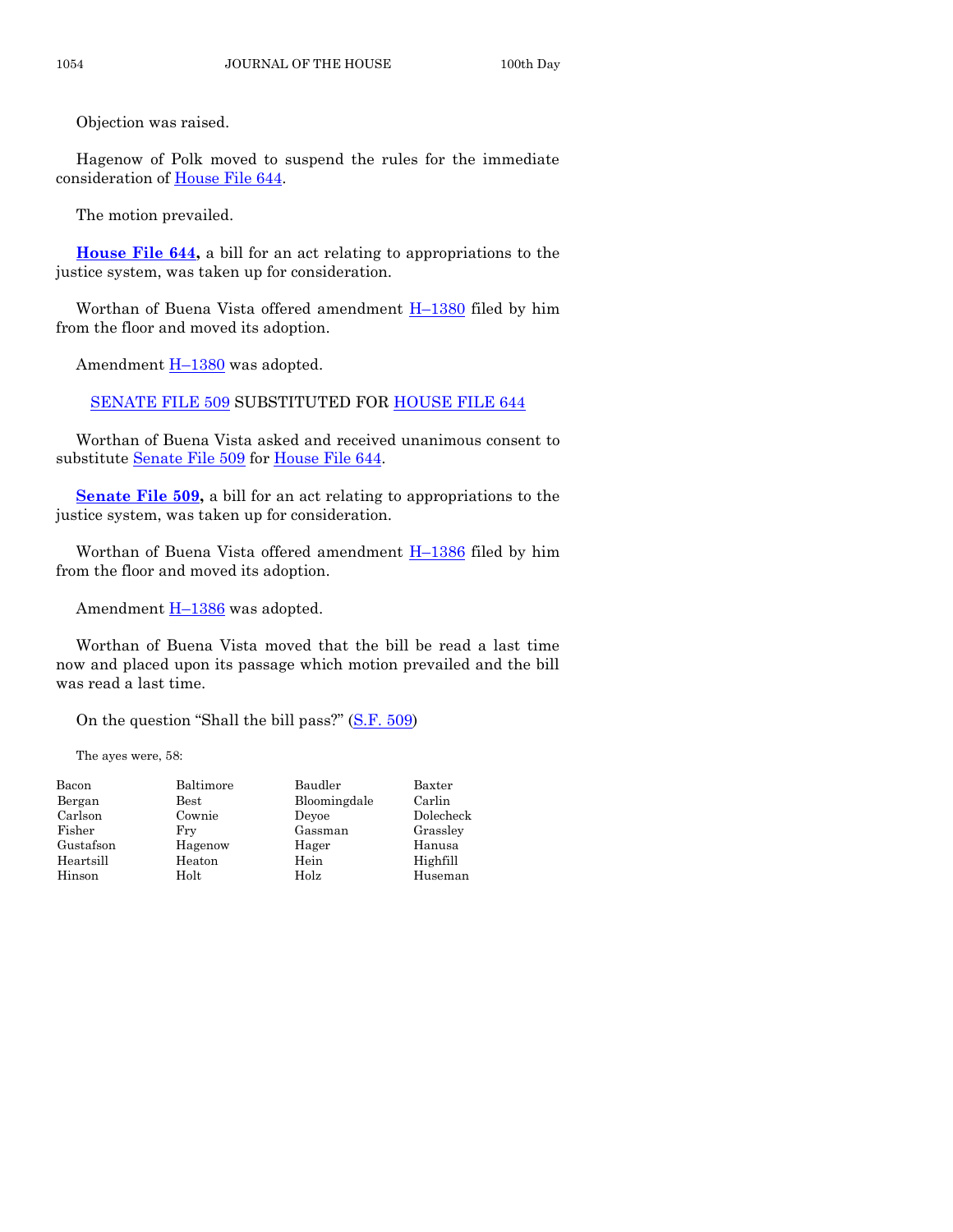Objection was raised.

Hagenow of Polk moved to suspend the rules for the immediate consideration of House File 644.

The motion prevailed.

**House File 644,** a bill for an act relating to appropriations to the justice system, was taken up for consideration.

Worthan of Buena Vista offered amendment H–1380 filed by him from the floor and moved its adoption.

Amendment H–1380 was adopted.

SENATE FILE 509 SUBSTITUTED FOR HOUSE FILE 644

Worthan of Buena Vista asked and received unanimous consent to substitute Senate File 509 for House File 644.

**Senate File 509,** a bill for an act relating to appropriations to the justice system, was taken up for consideration.

Worthan of Buena Vista offered amendment H–1386 filed by him from the floor and moved its adoption.

Amendment H–1386 was adopted.

Worthan of Buena Vista moved that the bill be read a last time now and placed upon its passage which motion prevailed and the bill was read a last time.

On the question "Shall the bill pass?" (S.F. 509)

The ayes were, 58:

| | | | |
|---|---|---|---|
| Bacon | Baltimore | Baudler | Baxter |
| Bergan | Best | Bloomingdale | Carlin |
| Carlson | Cownie | Deyoe | Dolecheck |
| Fisher | Fry | Gassman | Grassley |
| Gustafson | Hagenow | Hager | Hanusa |
| Heartsill | Heaton | Hein | Highfill |
| Hinson | Holt | Holz | Huseman |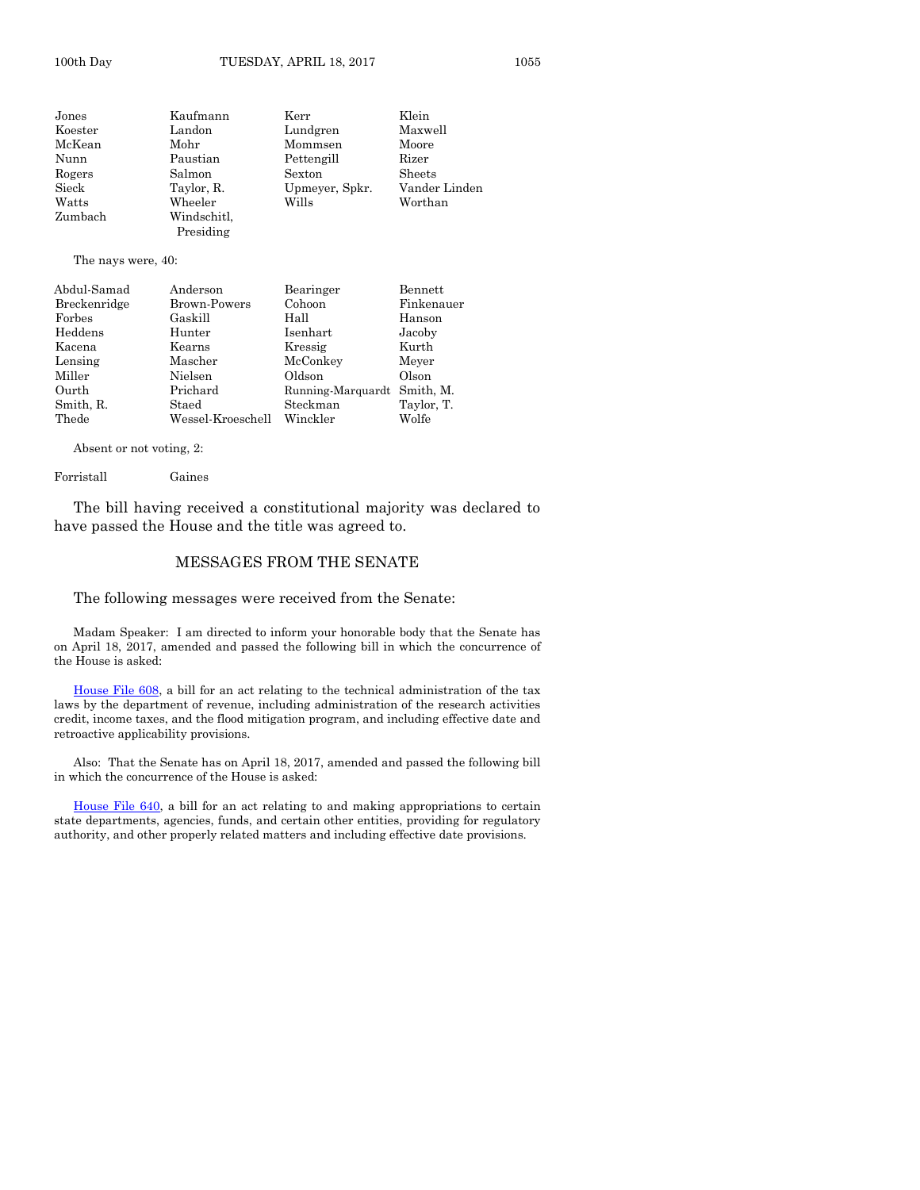| | | | |
|---|---|---|---|
| Jones | Kaufmann | Kerr | Klein |
| Koester | Landon | Lundgren | Maxwell |
| McKean | Mohr | Mommsen | Moore |
| Nunn | Paustian | Pettengill | Rizer |
| Rogers | Salmon | Sexton | Sheets |
| Sieck | Taylor, R. | Upmeyer, Spkr. | Vander Linden |
| Watts | Wheeler | Wills | Worthan |
| Zumbach | Windschitl, Presiding | | |

The nays were, 40:

| | | | |
|---|---|---|---|
| Abdul-Samad | Anderson | Bearinger | Bennett |
| Breckenridge | Brown-Powers | Cohoon | Finkenauer |
| Forbes | Gaskill | Hall | Hanson |
| Heddens | Hunter | Isenhart | Jacoby |
| Kacena | Kearns | Kressig | Kurth |
| Lensing | Mascher | McConkey | Meyer |
| Miller | Nielsen | Oldson | Olson |
| Ourth | Prichard | Running-Marquardt | Smith, M. |
| Smith, R. | Staed | Steckman | Taylor, T. |
| Thede | Wessel-Kroeschell | Winckler | Wolfe |

Absent or not voting, 2:

| | |
|---|---|
| Forristall | Gaines |

The bill having received a constitutional majority was declared to have passed the House and the title was agreed to.

## MESSAGES FROM THE SENATE

The following messages were received from the Senate:

Madam Speaker: I am directed to inform your honorable body that the Senate has on April 18, 2017, amended and passed the following bill in which the concurrence of the House is asked:

House File 608, a bill for an act relating to the technical administration of the tax laws by the department of revenue, including administration of the research activities credit, income taxes, and the flood mitigation program, and including effective date and retroactive applicability provisions.

Also: That the Senate has on April 18, 2017, amended and passed the following bill in which the concurrence of the House is asked:

House File 640, a bill for an act relating to and making appropriations to certain state departments, agencies, funds, and certain other entities, providing for regulatory authority, and other properly related matters and including effective date provisions.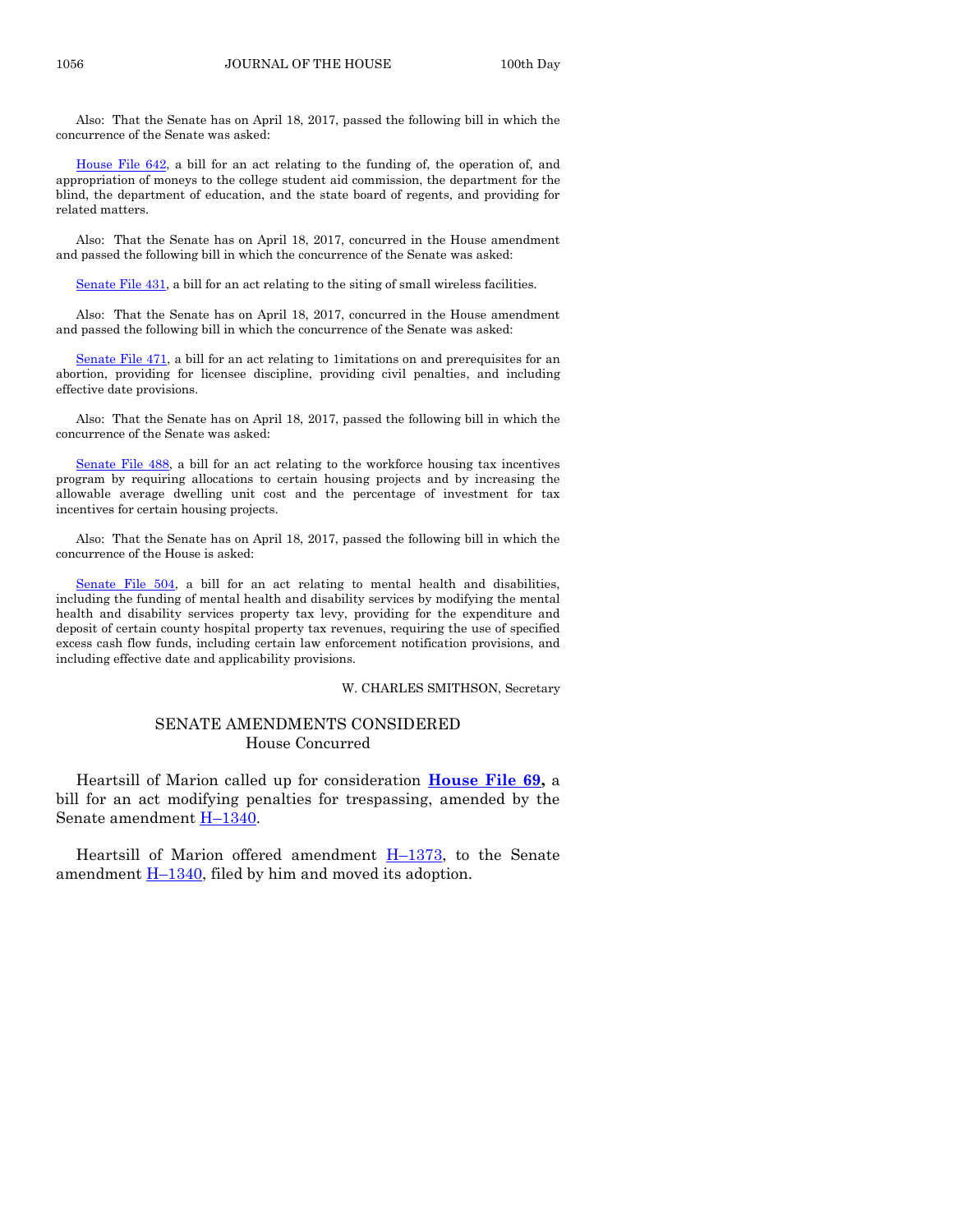Also: That the Senate has on April 18, 2017, passed the following bill in which the concurrence of the Senate was asked:

House File 642, a bill for an act relating to the funding of, the operation of, and appropriation of moneys to the college student aid commission, the department for the blind, the department of education, and the state board of regents, and providing for related matters.

Also: That the Senate has on April 18, 2017, concurred in the House amendment and passed the following bill in which the concurrence of the Senate was asked:

Senate File 431, a bill for an act relating to the siting of small wireless facilities.

Also: That the Senate has on April 18, 2017, concurred in the House amendment and passed the following bill in which the concurrence of the Senate was asked:

Senate File 471, a bill for an act relating to 1imitations on and prerequisites for an abortion, providing for licensee discipline, providing civil penalties, and including effective date provisions.

Also: That the Senate has on April 18, 2017, passed the following bill in which the concurrence of the Senate was asked:

Senate File 488, a bill for an act relating to the workforce housing tax incentives program by requiring allocations to certain housing projects and by increasing the allowable average dwelling unit cost and the percentage of investment for tax incentives for certain housing projects.

Also: That the Senate has on April 18, 2017, passed the following bill in which the concurrence of the House is asked:

Senate File 504, a bill for an act relating to mental health and disabilities, including the funding of mental health and disability services by modifying the mental health and disability services property tax levy, providing for the expenditure and deposit of certain county hospital property tax revenues, requiring the use of specified excess cash flow funds, including certain law enforcement notification provisions, and including effective date and applicability provisions.

W. CHARLES SMITHSON, Secretary

## SENATE AMENDMENTS CONSIDERED
House Concurred

Heartsill of Marion called up for consideration **House File 69,** a bill for an act modifying penalties for trespassing, amended by the Senate amendment H–1340.

Heartsill of Marion offered amendment H–1373, to the Senate amendment H–1340, filed by him and moved its adoption.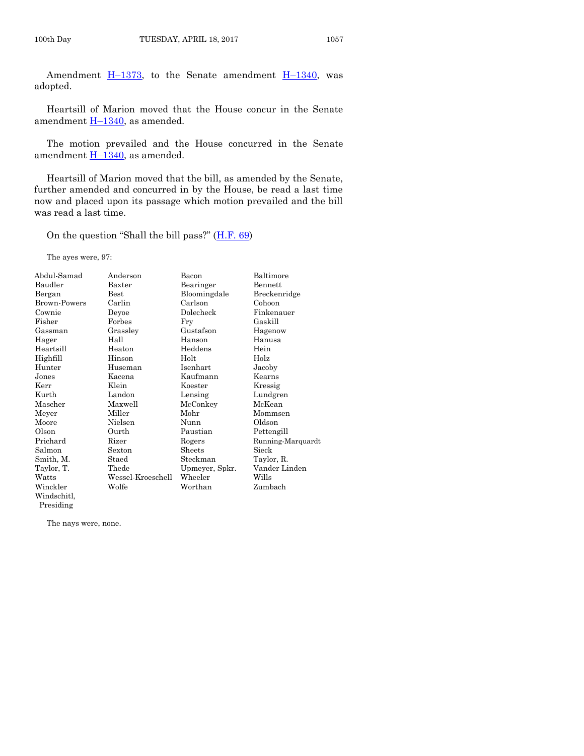Amendment H–1373, to the Senate amendment H–1340, was adopted.

Heartsill of Marion moved that the House concur in the Senate amendment H–1340, as amended.

The motion prevailed and the House concurred in the Senate amendment H–1340, as amended.

Heartsill of Marion moved that the bill, as amended by the Senate, further amended and concurred in by the House, be read a last time now and placed upon its passage which motion prevailed and the bill was read a last time.

On the question "Shall the bill pass?" (H.F. 69)

The ayes were, 97:

| | | | |
|---|---|---|---|
| Abdul-Samad | Anderson | Bacon | Baltimore |
| Baudler | Baxter | Bearinger | Bennett |
| Bergan | Best | Bloomingdale | Breckenridge |
| Brown-Powers | Carlin | Carlson | Cohoon |
| Cownie | Deyoe | Dolecheck | Finkenauer |
| Fisher | Forbes | Fry | Gaskill |
| Gassman | Grassley | Gustafson | Hagenow |
| Hager | Hall | Hanson | Hanusa |
| Heartsill | Heaton | Heddens | Hein |
| Highfill | Hinson | Holt | Holz |
| Hunter | Huseman | Isenhart | Jacoby |
| Jones | Kacena | Kaufmann | Kearns |
| Kerr | Klein | Koester | Kressig |
| Kurth | Landon | Lensing | Lundgren |
| Mascher | Maxwell | McConkey | McKean |
| Meyer | Miller | Mohr | Mommsen |
| Moore | Nielsen | Nunn | Oldson |
| Olson | Ourth | Paustian | Pettengill |
| Prichard | Rizer | Rogers | Running-Marquardt |
| Salmon | Sexton | Sheets | Sieck |
| Smith, M. | Staed | Steckman | Taylor, R. |
| Taylor, T. | Thede | Upmeyer, Spkr. | Vander Linden |
| Watts | Wessel-Kroeschell | Wheeler | Wills |
| Winckler | Wolfe | Worthan | Zumbach |
| Windschitl, Presiding | | | |

The nays were, none.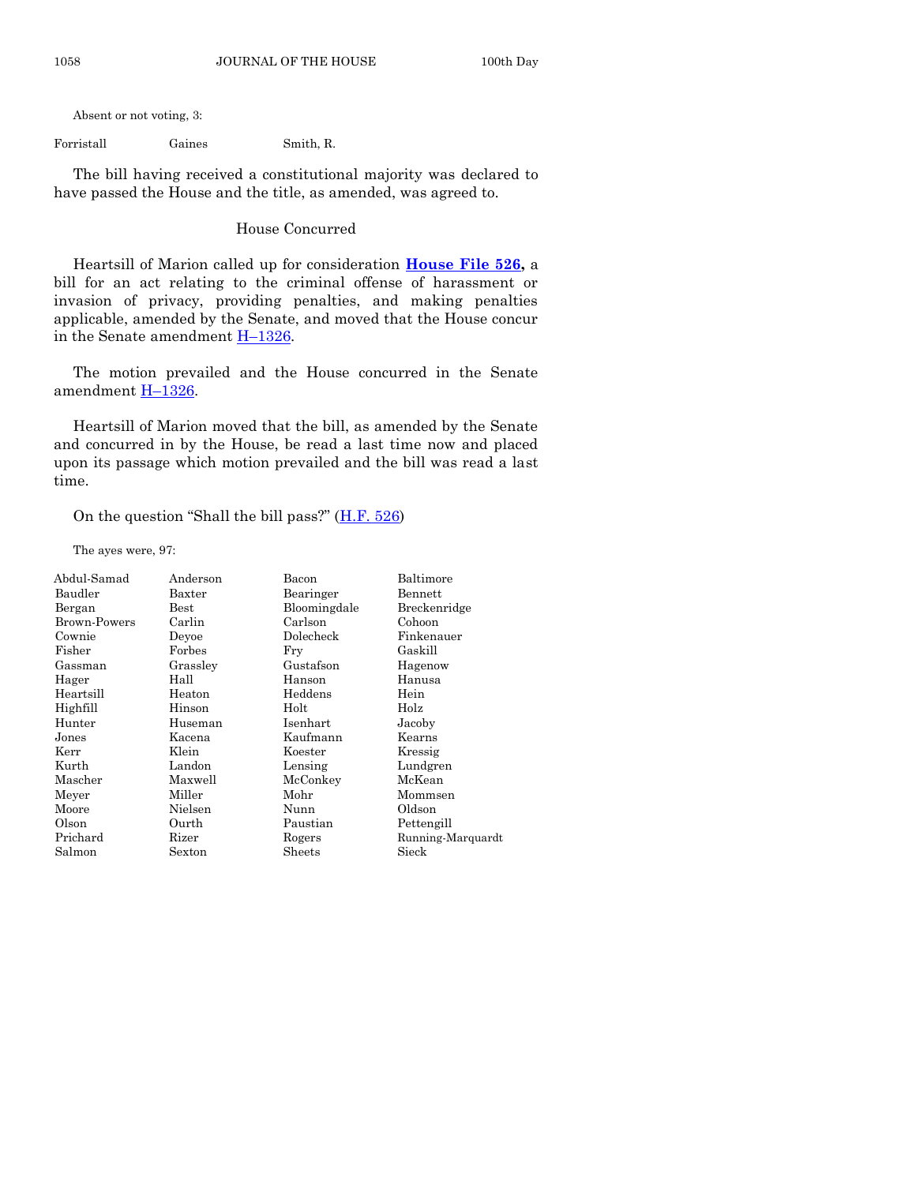Absent or not voting, 3:

| | | |
|---|---|---|
| Forristall | Gaines | Smith, R. |

The bill having received a constitutional majority was declared to have passed the House and the title, as amended, was agreed to.

## House Concurred

Heartsill of Marion called up for consideration **House File 526,** a bill for an act relating to the criminal offense of harassment or invasion of privacy, providing penalties, and making penalties applicable, amended by the Senate, and moved that the House concur in the Senate amendment H–1326.

The motion prevailed and the House concurred in the Senate amendment H–1326.

Heartsill of Marion moved that the bill, as amended by the Senate and concurred in by the House, be read a last time now and placed upon its passage which motion prevailed and the bill was read a last time.

On the question "Shall the bill pass?" (H.F. 526)

The ayes were, 97:

| | | | |
|---|---|---|---|
| Abdul-Samad | Anderson | Bacon | Baltimore |
| Baudler | Baxter | Bearinger | Bennett |
| Bergan | Best | Bloomingdale | Breckenridge |
| Brown-Powers | Carlin | Carlson | Cohoon |
| Cownie | Deyoe | Dolecheck | Finkenauer |
| Fisher | Forbes | Fry | Gaskill |
| Gassman | Grassley | Gustafson | Hagenow |
| Hager | Hall | Hanson | Hanusa |
| Heartsill | Heaton | Heddens | Hein |
| Highfill | Hinson | Holt | Holz |
| Hunter | Huseman | Isenhart | Jacoby |
| Jones | Kacena | Kaufmann | Kearns |
| Kerr | Klein | Koester | Kressig |
| Kurth | Landon | Lensing | Lundgren |
| Mascher | Maxwell | McConkey | McKean |
| Meyer | Miller | Mohr | Mommsen |
| Moore | Nielsen | Nunn | Oldson |
| Olson | Ourth | Paustian | Pettengill |
| Prichard | Rizer | Rogers | Running-Marquardt |
| Salmon | Sexton | Sheets | Sieck |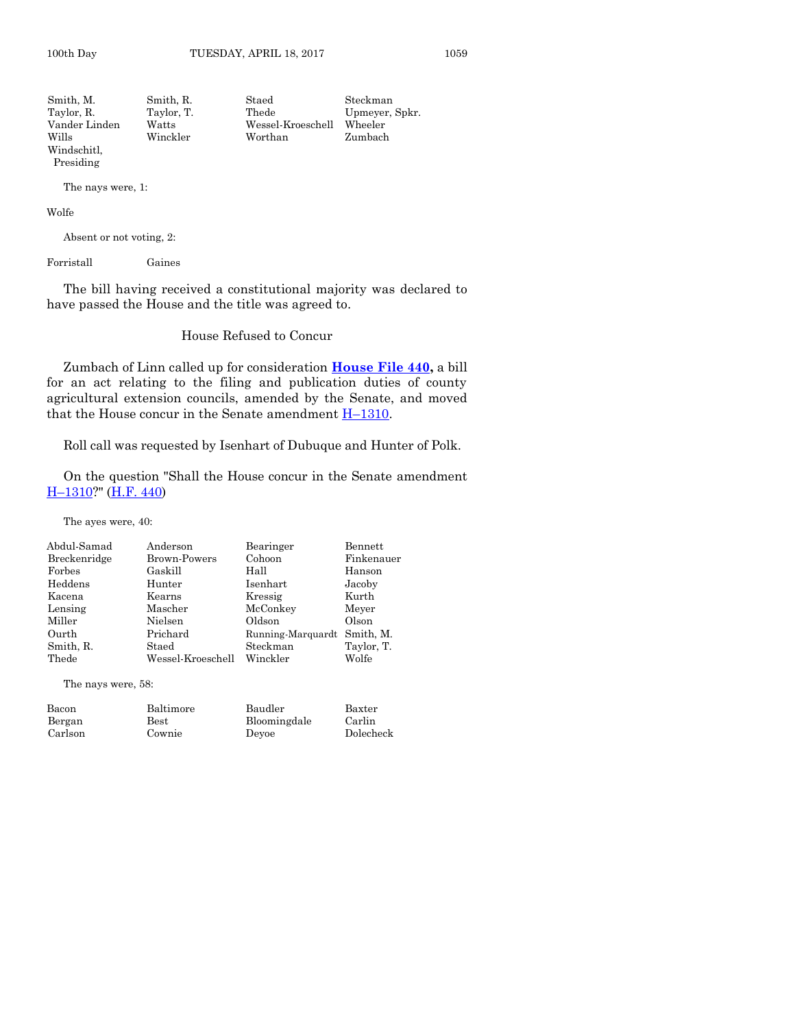| | | | |
|---|---|---|---|
| Smith, M. | Smith, R. | Staed | Steckman |
| Taylor, R. | Taylor, T. | Thede | Upmeyer, Spkr. |
| Vander Linden | Watts | Wessel-Kroeschell | Wheeler |
| Wills | Winckler | Worthan | Zumbach |
| Windschitl, Presiding | | | |

The nays were, 1:

Wolfe

Absent or not voting, 2:

| | |
|---|---|
| Forristall | Gaines |

The bill having received a constitutional majority was declared to have passed the House and the title was agreed to.

## House Refused to Concur

Zumbach of Linn called up for consideration **House File 440,** a bill for an act relating to the filing and publication duties of county agricultural extension councils, amended by the Senate, and moved that the House concur in the Senate amendment H–1310.

Roll call was requested by Isenhart of Dubuque and Hunter of Polk.

On the question "Shall the House concur in the Senate amendment H–1310?" (H.F. 440)

The ayes were, 40:

| | | | |
|---|---|---|---|
| Abdul-Samad | Anderson | Bearinger | Bennett |
| Breckenridge | Brown-Powers | Cohoon | Finkenauer |
| Forbes | Gaskill | Hall | Hanson |
| Heddens | Hunter | Isenhart | Jacoby |
| Kacena | Kearns | Kressig | Kurth |
| Lensing | Mascher | McConkey | Meyer |
| Miller | Nielsen | Oldson | Olson |
| Ourth | Prichard | Running-Marquardt | Smith, M. |
| Smith, R. | Staed | Steckman | Taylor, T. |
| Thede | Wessel-Kroeschell | Winckler | Wolfe |

The nays were, 58:

| | | | |
|---|---|---|---|
| Bacon | Baltimore | Baudler | Baxter |
| Bergan | Best | Bloomingdale | Carlin |
| Carlson | Cownie | Deyoe | Dolecheck |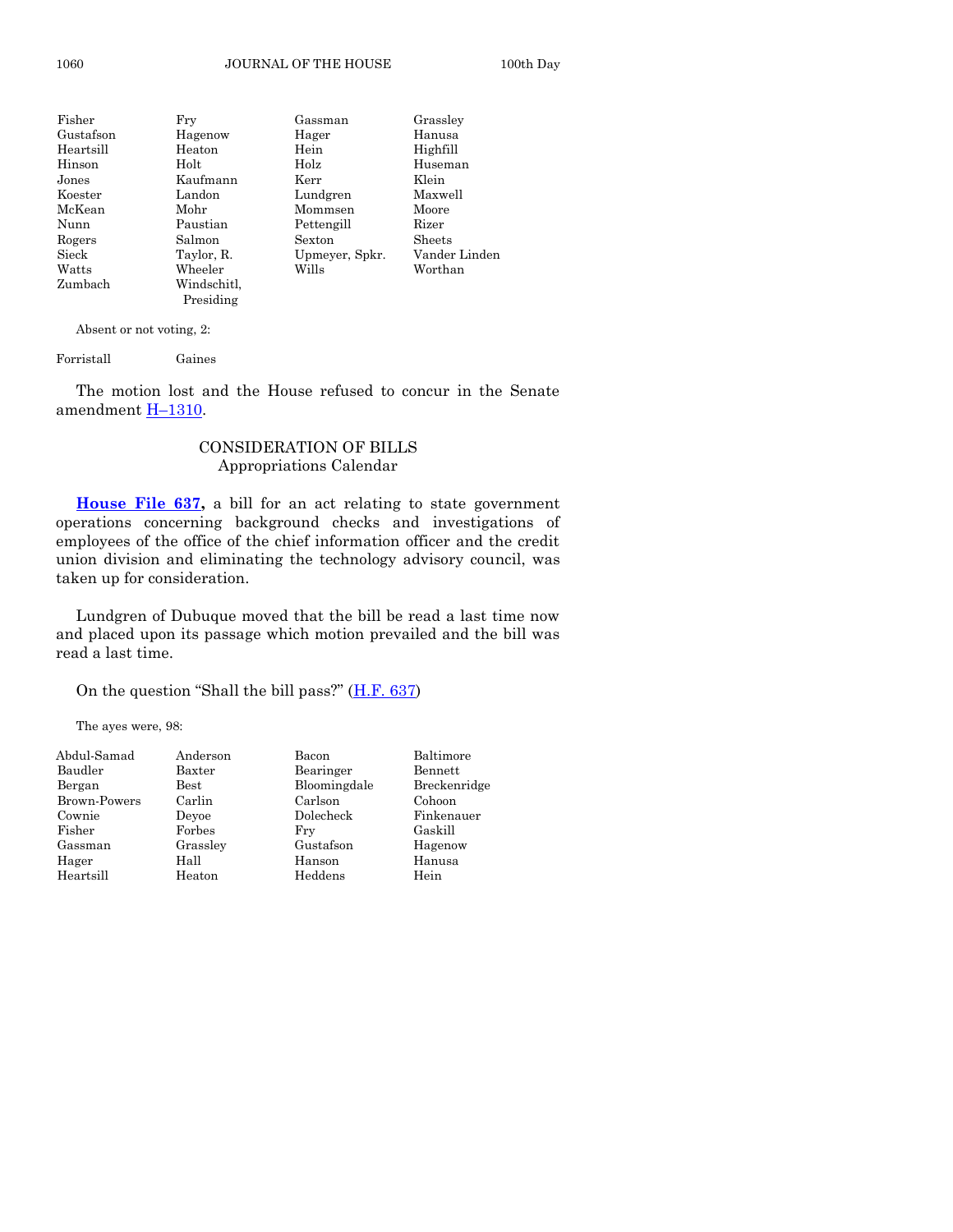| | | | |
|---|---|---|---|
| Fisher | Fry | Gassman | Grassley |
| Gustafson | Hagenow | Hager | Hanusa |
| Heartsill | Heaton | Hein | Highfill |
| Hinson | Holt | Holz | Huseman |
| Jones | Kaufmann | Kerr | Klein |
| Koester | Landon | Lundgren | Maxwell |
| McKean | Mohr | Mommsen | Moore |
| Nunn | Paustian | Pettengill | Rizer |
| Rogers | Salmon | Sexton | Sheets |
| Sieck | Taylor, R. | Upmeyer, Spkr. | Vander Linden |
| Watts | Wheeler | Wills | Worthan |
| Zumbach | Windschitl, Presiding | | |

Absent or not voting, 2:

| | |
|---|---|
| Forristall | Gaines |

The motion lost and the House refused to concur in the Senate amendment H–1310.

## CONSIDERATION OF BILLS
### Appropriations Calendar

**House File 637,** a bill for an act relating to state government operations concerning background checks and investigations of employees of the office of the chief information officer and the credit union division and eliminating the technology advisory council, was taken up for consideration.

Lundgren of Dubuque moved that the bill be read a last time now and placed upon its passage which motion prevailed and the bill was read a last time.

On the question "Shall the bill pass?" (H.F. 637)

The ayes were, 98:

| | | | |
|---|---|---|---|
| Abdul-Samad | Anderson | Bacon | Baltimore |
| Baudler | Baxter | Bearinger | Bennett |
| Bergan | Best | Bloomingdale | Breckenridge |
| Brown-Powers | Carlin | Carlson | Cohoon |
| Cownie | Deyoe | Dolecheck | Finkenauer |
| Fisher | Forbes | Fry | Gaskill |
| Gassman | Grassley | Gustafson | Hagenow |
| Hager | Hall | Hanson | Hanusa |
| Heartsill | Heaton | Heddens | Hein |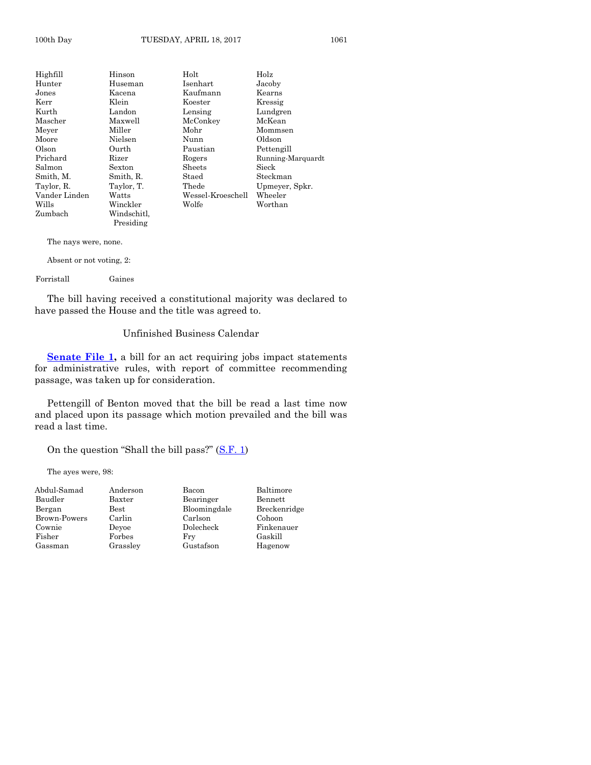| | | | |
|---|---|---|---|
| Highfill | Hinson | Holt | Holz |
| Hunter | Huseman | Isenhart | Jacoby |
| Jones | Kacena | Kaufmann | Kearns |
| Kerr | Klein | Koester | Kressig |
| Kurth | Landon | Lensing | Lundgren |
| Mascher | Maxwell | McConkey | McKean |
| Meyer | Miller | Mohr | Mommsen |
| Moore | Nielsen | Nunn | Oldson |
| Olson | Ourth | Paustian | Pettengill |
| Prichard | Rizer | Rogers | Running-Marquardt |
| Salmon | Sexton | Sheets | Sieck |
| Smith, M. | Smith, R. | Staed | Steckman |
| Taylor, R. | Taylor, T. | Thede | Upmeyer, Spkr. |
| Vander Linden | Watts | Wessel-Kroeschell | Wheeler |
| Wills | Winckler | Wolfe | Worthan |
| Zumbach | Windschitl, Presiding | | |

The nays were, none.

Absent or not voting, 2:

| | |
|---|---|
| Forristall | Gaines |

The bill having received a constitutional majority was declared to have passed the House and the title was agreed to.

## Unfinished Business Calendar

**Senate File 1,** a bill for an act requiring jobs impact statements for administrative rules, with report of committee recommending passage, was taken up for consideration.

Pettengill of Benton moved that the bill be read a last time now and placed upon its passage which motion prevailed and the bill was read a last time.

On the question "Shall the bill pass?" (S.F. 1)

The ayes were, 98:

| | | | |
|---|---|---|---|
| Abdul-Samad | Anderson | Bacon | Baltimore |
| Baudler | Baxter | Bearinger | Bennett |
| Bergan | Best | Bloomingdale | Breckenridge |
| Brown-Powers | Carlin | Carlson | Cohoon |
| Cownie | Deyoe | Dolecheck | Finkenauer |
| Fisher | Forbes | Fry | Gaskill |
| Gassman | Grassley | Gustafson | Hagenow |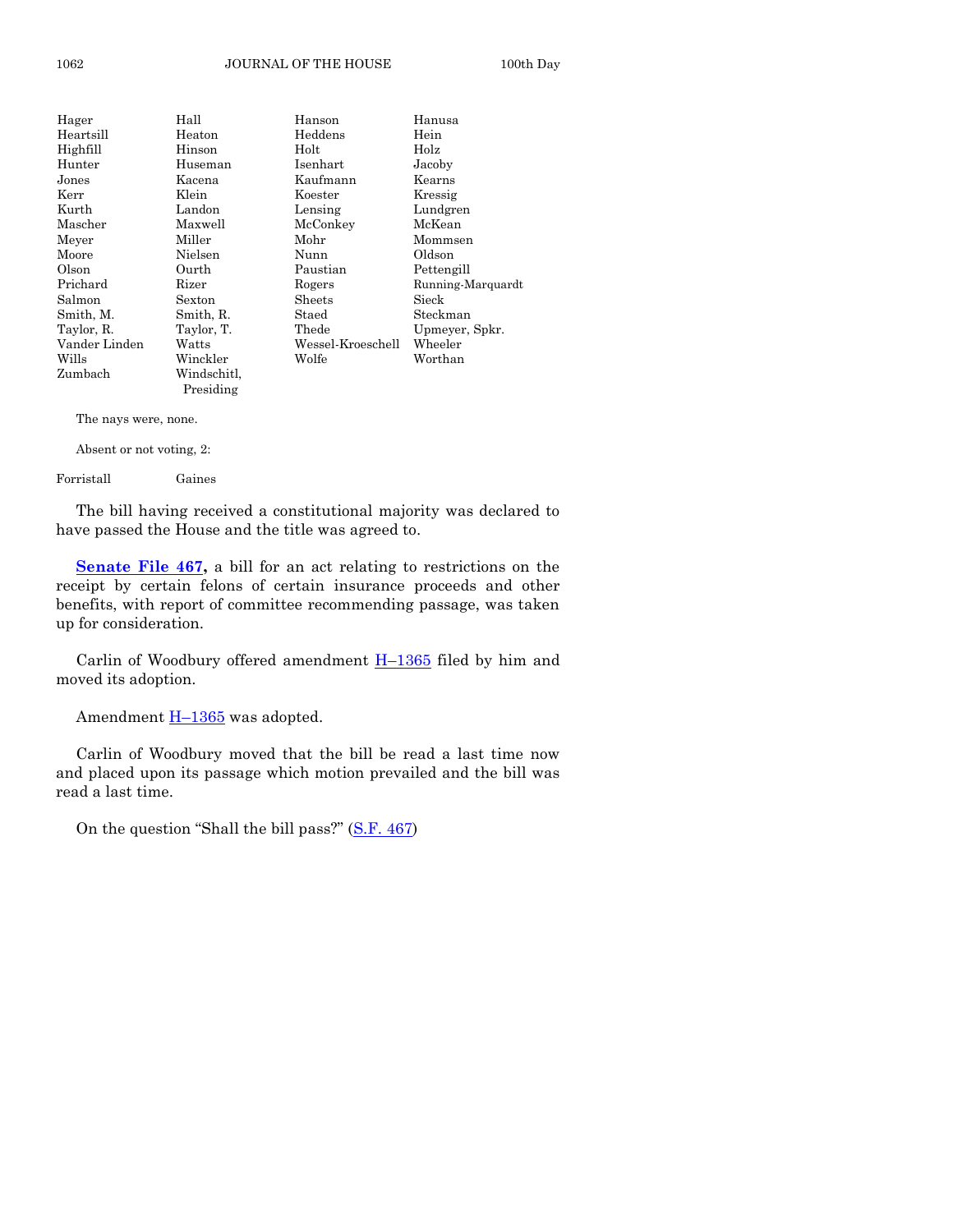| | | | |
|---|---|---|---|
| Hager | Hall | Hanson | Hanusa |
| Heartsill | Heaton | Heddens | Hein |
| Highfill | Hinson | Holt | Holz |
| Hunter | Huseman | Isenhart | Jacoby |
| Jones | Kacena | Kaufmann | Kearns |
| Kerr | Klein | Koester | Kressig |
| Kurth | Landon | Lensing | Lundgren |
| Mascher | Maxwell | McConkey | McKean |
| Meyer | Miller | Mohr | Mommsen |
| Moore | Nielsen | Nunn | Oldson |
| Olson | Ourth | Paustian | Pettengill |
| Prichard | Rizer | Rogers | Running-Marquardt |
| Salmon | Sexton | Sheets | Sieck |
| Smith, M. | Smith, R. | Staed | Steckman |
| Taylor, R. | Taylor, T. | Thede | Upmeyer, Spkr. |
| Vander Linden | Watts | Wessel-Kroeschell | Wheeler |
| Wills | Winckler | Wolfe | Worthan |
| Zumbach | Windschitl, Presiding | | |

The nays were, none.

Absent or not voting, 2:

| | |
|---|---|
| Forristall | Gaines |

The bill having received a constitutional majority was declared to have passed the House and the title was agreed to.

**Senate File 467,** a bill for an act relating to restrictions on the receipt by certain felons of certain insurance proceeds and other benefits, with report of committee recommending passage, was taken up for consideration.

Carlin of Woodbury offered amendment H–1365 filed by him and moved its adoption.

Amendment H–1365 was adopted.

Carlin of Woodbury moved that the bill be read a last time now and placed upon its passage which motion prevailed and the bill was read a last time.

On the question "Shall the bill pass?" (S.F. 467)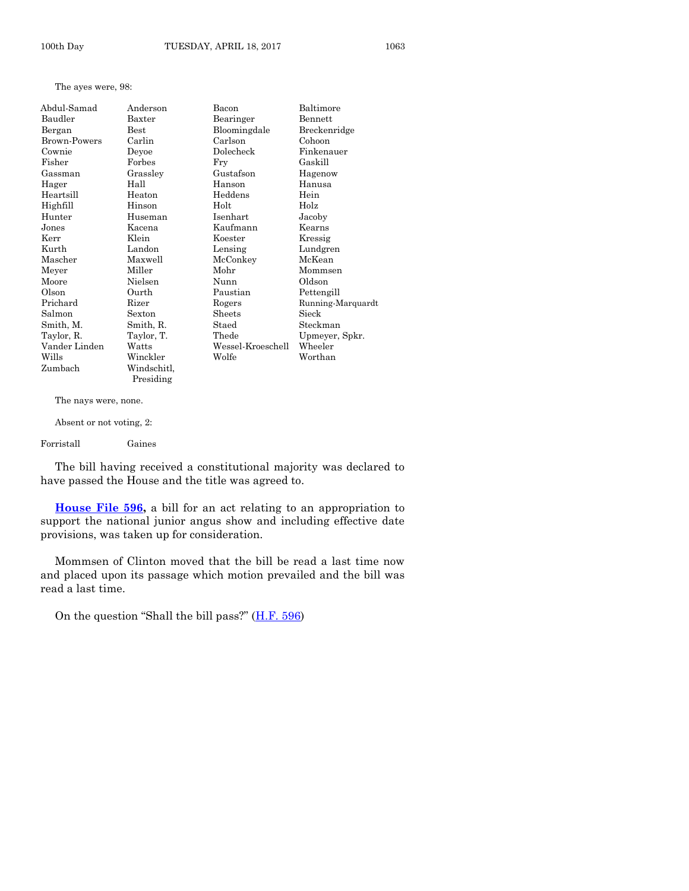The ayes were, 98:

| | | | |
|---|---|---|---|
| Abdul-Samad | Anderson | Bacon | Baltimore |
| Baudler | Baxter | Bearinger | Bennett |
| Bergan | Best | Bloomingdale | Breckenridge |
| Brown-Powers | Carlin | Carlson | Cohoon |
| Cownie | Deyoe | Dolecheck | Finkenauer |
| Fisher | Forbes | Fry | Gaskill |
| Gassman | Grassley | Gustafson | Hagenow |
| Hager | Hall | Hanson | Hanusa |
| Heartsill | Heaton | Heddens | Hein |
| Highfill | Hinson | Holt | Holz |
| Hunter | Huseman | Isenhart | Jacoby |
| Jones | Kacena | Kaufmann | Kearns |
| Kerr | Klein | Koester | Kressig |
| Kurth | Landon | Lensing | Lundgren |
| Mascher | Maxwell | McConkey | McKean |
| Meyer | Miller | Mohr | Mommsen |
| Moore | Nielsen | Nunn | Oldson |
| Olson | Ourth | Paustian | Pettengill |
| Prichard | Rizer | Rogers | Running-Marquardt |
| Salmon | Sexton | Sheets | Sieck |
| Smith, M. | Smith, R. | Staed | Steckman |
| Taylor, R. | Taylor, T. | Thede | Upmeyer, Spkr. |
| Vander Linden | Watts | Wessel-Kroeschell | Wheeler |
| Wills | Winckler | Wolfe | Worthan |
| Zumbach | Windschitl, Presiding | | |

The nays were, none.

Absent or not voting, 2:

| | |
|---|---|
| Forristall | Gaines |

The bill having received a constitutional majority was declared to have passed the House and the title was agreed to.

**House File 596,** a bill for an act relating to an appropriation to support the national junior angus show and including effective date provisions, was taken up for consideration.

Mommsen of Clinton moved that the bill be read a last time now and placed upon its passage which motion prevailed and the bill was read a last time.

On the question "Shall the bill pass?" (H.F. 596)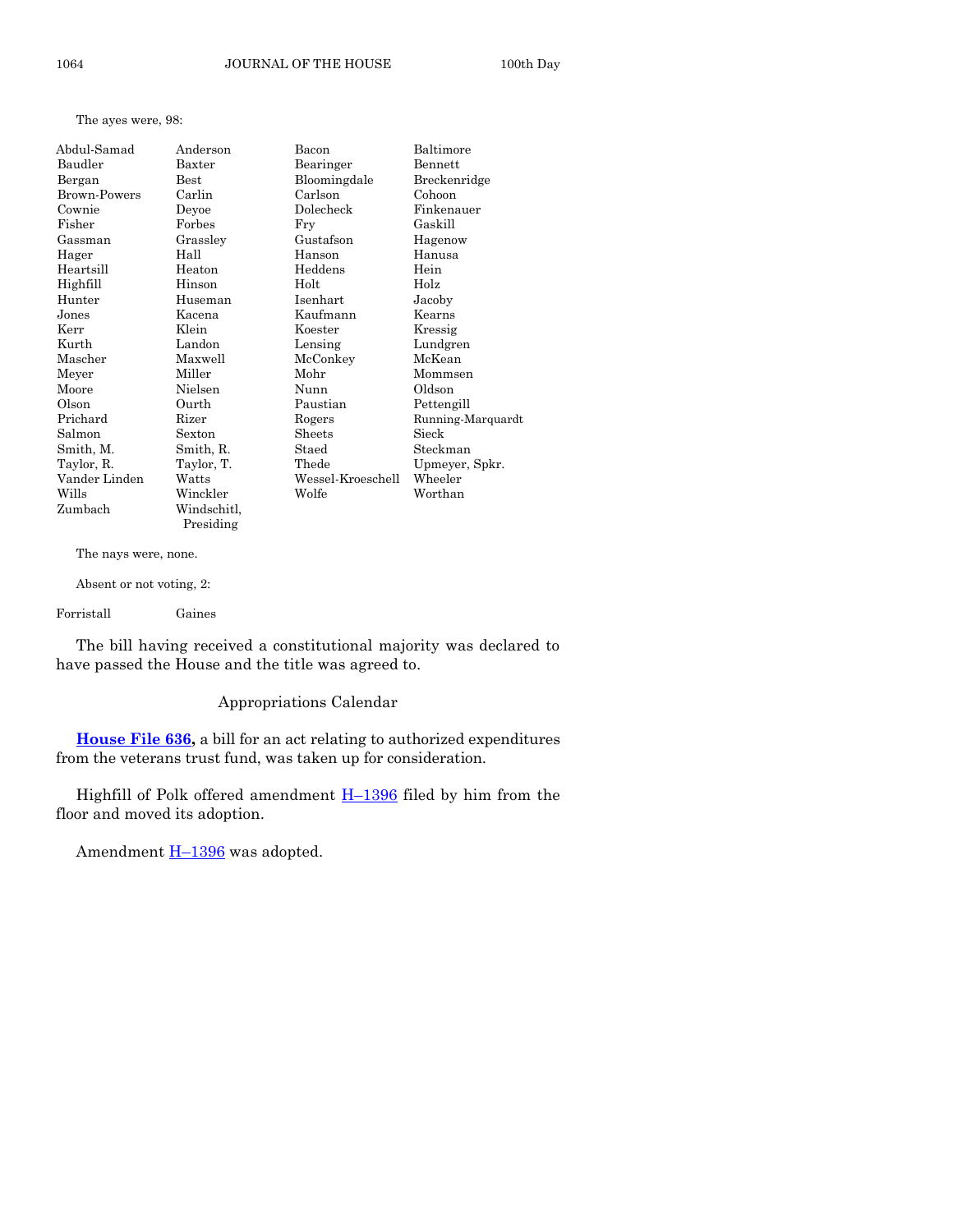The ayes were, 98:

| | | | |
|---|---|---|---|
| Abdul-Samad | Anderson | Bacon | Baltimore |
| Baudler | Baxter | Bearinger | Bennett |
| Bergan | Best | Bloomingdale | Breckenridge |
| Brown-Powers | Carlin | Carlson | Cohoon |
| Cownie | Deyoe | Dolecheck | Finkenauer |
| Fisher | Forbes | Fry | Gaskill |
| Gassman | Grassley | Gustafson | Hagenow |
| Hager | Hall | Hanson | Hanusa |
| Heartsill | Heaton | Heddens | Hein |
| Highfill | Hinson | Holt | Holz |
| Hunter | Huseman | Isenhart | Jacoby |
| Jones | Kacena | Kaufmann | Kearns |
| Kerr | Klein | Koester | Kressig |
| Kurth | Landon | Lensing | Lundgren |
| Mascher | Maxwell | McConkey | McKean |
| Meyer | Miller | Mohr | Mommsen |
| Moore | Nielsen | Nunn | Oldson |
| Olson | Ourth | Paustian | Pettengill |
| Prichard | Rizer | Rogers | Running-Marquardt |
| Salmon | Sexton | Sheets | Sieck |
| Smith, M. | Smith, R. | Staed | Steckman |
| Taylor, R. | Taylor, T. | Thede | Upmeyer, Spkr. |
| Vander Linden | Watts | Wessel-Kroeschell | Wheeler |
| Wills | Winckler | Wolfe | Worthan |
| Zumbach | Windschitl, Presiding | | |

The nays were, none.

Absent or not voting, 2:

| | |
|---|---|
| Forristall | Gaines |

The bill having received a constitutional majority was declared to have passed the House and the title was agreed to.

## Appropriations Calendar

**House File 636,** a bill for an act relating to authorized expenditures from the veterans trust fund, was taken up for consideration.

Highfill of Polk offered amendment H–1396 filed by him from the floor and moved its adoption.

Amendment H–1396 was adopted.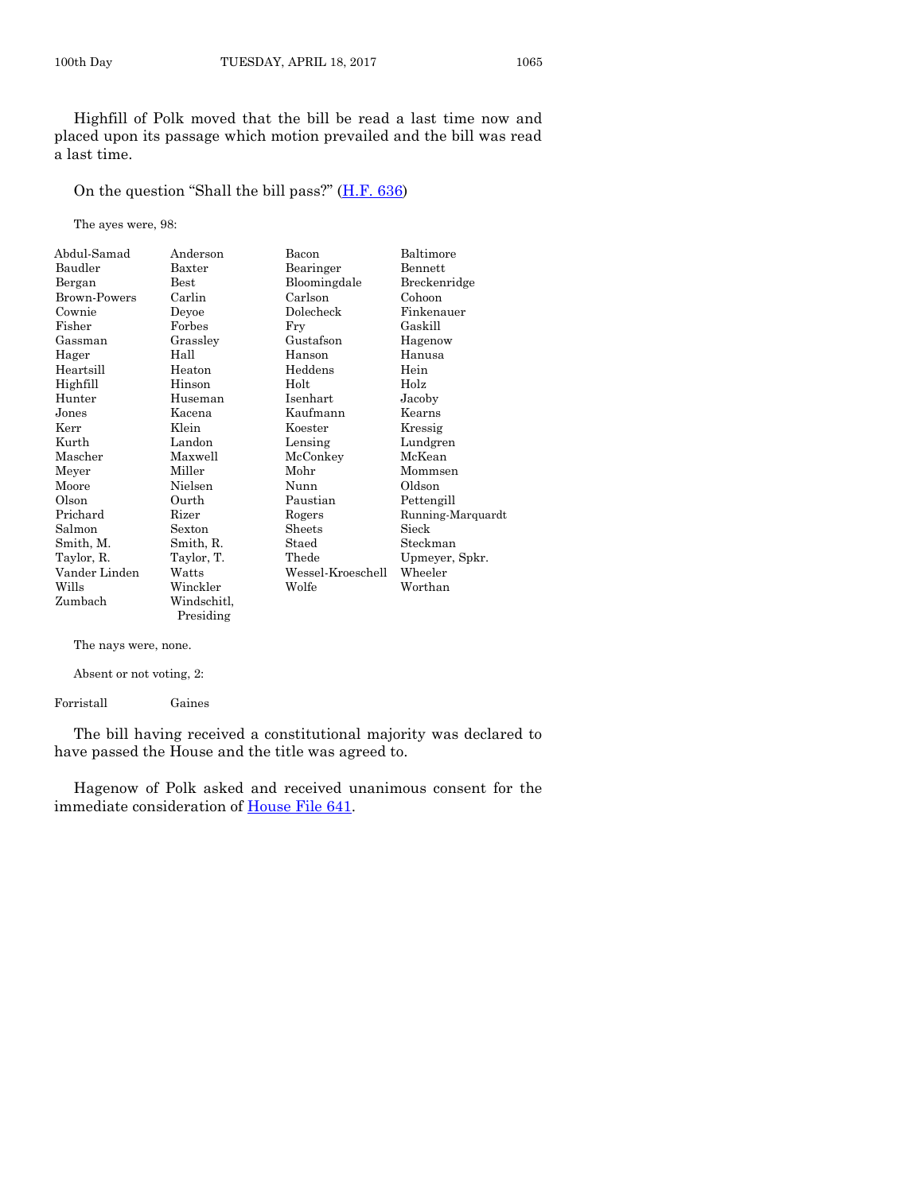Highfill of Polk moved that the bill be read a last time now and placed upon its passage which motion prevailed and the bill was read a last time.

On the question "Shall the bill pass?" (H.F. 636)

The ayes were, 98:

| | | | |
|---|---|---|---|
| Abdul-Samad | Anderson | Bacon | Baltimore |
| Baudler | Baxter | Bearinger | Bennett |
| Bergan | Best | Bloomingdale | Breckenridge |
| Brown-Powers | Carlin | Carlson | Cohoon |
| Cownie | Deyoe | Dolecheck | Finkenauer |
| Fisher | Forbes | Fry | Gaskill |
| Gassman | Grassley | Gustafson | Hagenow |
| Hager | Hall | Hanson | Hanusa |
| Heartsill | Heaton | Heddens | Hein |
| Highfill | Hinson | Holt | Holz |
| Hunter | Huseman | Isenhart | Jacoby |
| Jones | Kacena | Kaufmann | Kearns |
| Kerr | Klein | Koester | Kressig |
| Kurth | Landon | Lensing | Lundgren |
| Mascher | Maxwell | McConkey | McKean |
| Meyer | Miller | Mohr | Mommsen |
| Moore | Nielsen | Nunn | Oldson |
| Olson | Ourth | Paustian | Pettengill |
| Prichard | Rizer | Rogers | Running-Marquardt |
| Salmon | Sexton | Sheets | Sieck |
| Smith, M. | Smith, R. | Staed | Steckman |
| Taylor, R. | Taylor, T. | Thede | Upmeyer, Spkr. |
| Vander Linden | Watts | Wessel-Kroeschell | Wheeler |
| Wills | Winckler | Wolfe | Worthan |
| Zumbach | Windschitl, Presiding | | |

The nays were, none.

Absent or not voting, 2:

| | |
|---|---|
| Forristall | Gaines |

The bill having received a constitutional majority was declared to have passed the House and the title was agreed to.

Hagenow of Polk asked and received unanimous consent for the immediate consideration of House File 641.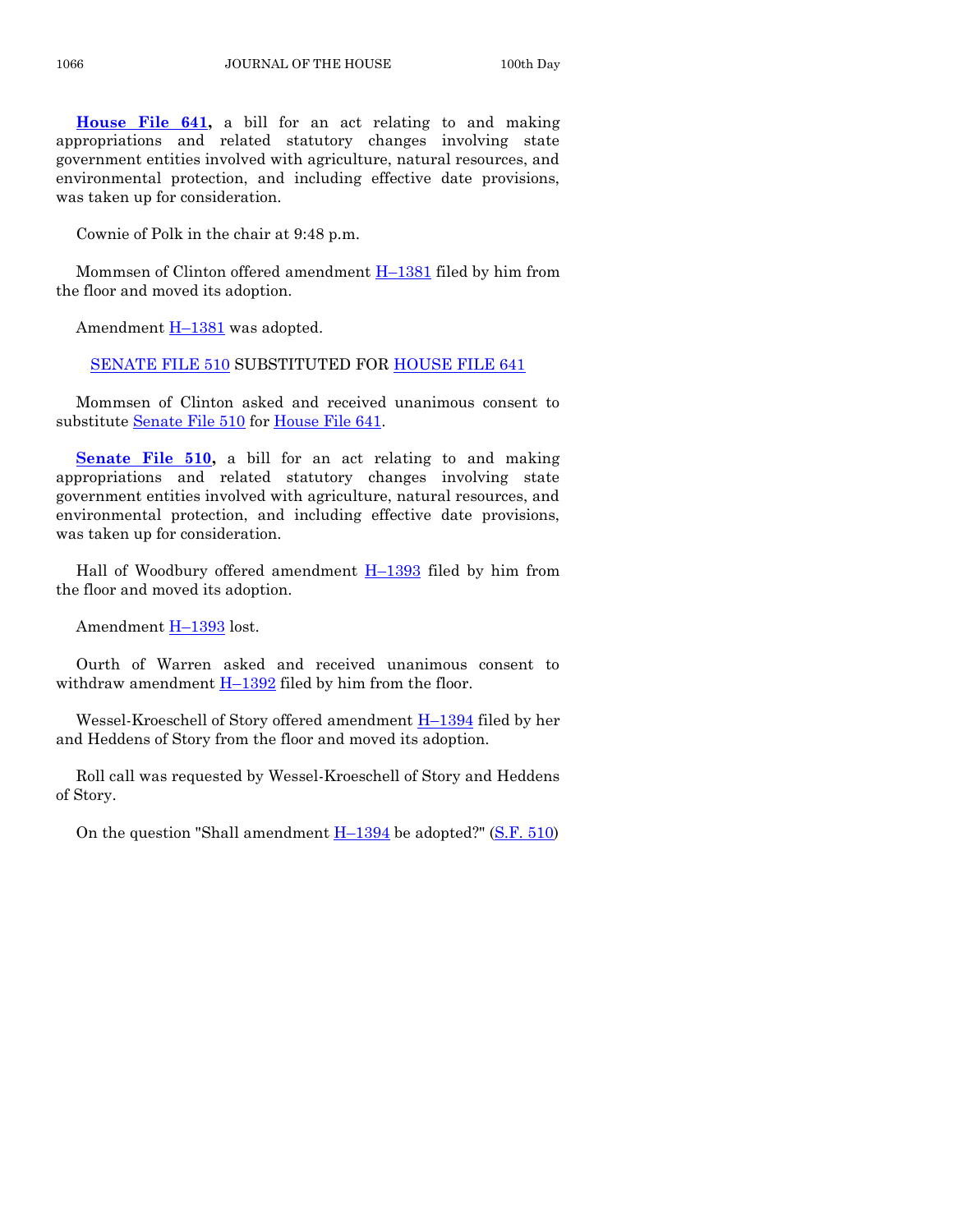**House File 641,** a bill for an act relating to and making appropriations and related statutory changes involving state government entities involved with agriculture, natural resources, and environmental protection, and including effective date provisions, was taken up for consideration.

Cownie of Polk in the chair at 9:48 p.m.

Mommsen of Clinton offered amendment H–1381 filed by him from the floor and moved its adoption.

Amendment H–1381 was adopted.

SENATE FILE 510 SUBSTITUTED FOR HOUSE FILE 641

Mommsen of Clinton asked and received unanimous consent to substitute Senate File 510 for House File 641.

**Senate File 510,** a bill for an act relating to and making appropriations and related statutory changes involving state government entities involved with agriculture, natural resources, and environmental protection, and including effective date provisions, was taken up for consideration.

Hall of Woodbury offered amendment H–1393 filed by him from the floor and moved its adoption.

Amendment H–1393 lost.

Ourth of Warren asked and received unanimous consent to withdraw amendment H–1392 filed by him from the floor.

Wessel-Kroeschell of Story offered amendment H–1394 filed by her and Heddens of Story from the floor and moved its adoption.

Roll call was requested by Wessel-Kroeschell of Story and Heddens of Story.

On the question "Shall amendment H–1394 be adopted?" (S.F. 510)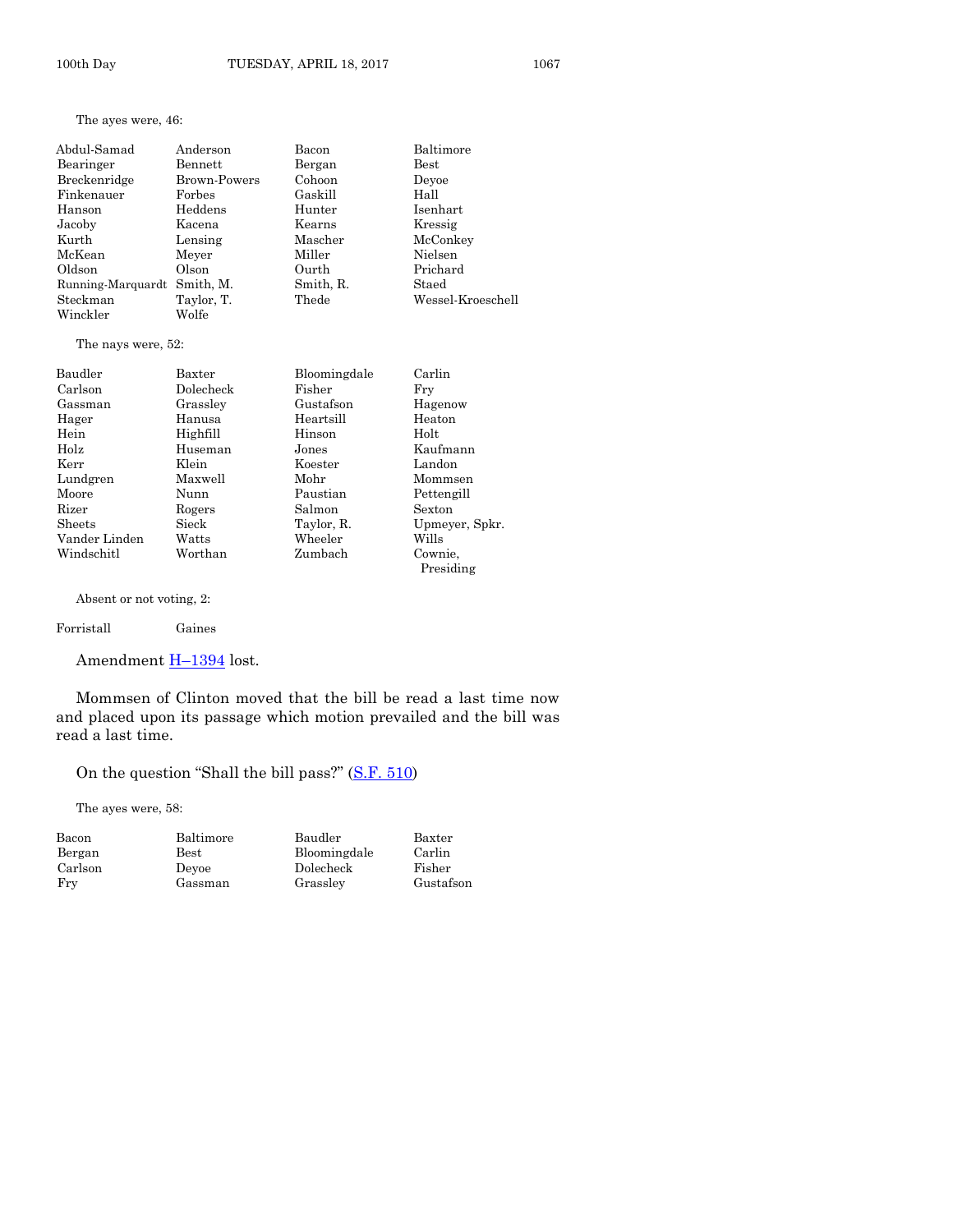The ayes were, 46:

| | | | |
|---|---|---|---|
| Abdul-Samad | Anderson | Bacon | Baltimore |
| Bearinger | Bennett | Bergan | Best |
| Breckenridge | Brown-Powers | Cohoon | Deyoe |
| Finkenauer | Forbes | Gaskill | Hall |
| Hanson | Heddens | Hunter | Isenhart |
| Jacoby | Kacena | Kearns | Kressig |
| Kurth | Lensing | Mascher | McConkey |
| McKean | Meyer | Miller | Nielsen |
| Oldson | Olson | Ourth | Prichard |
| Running-Marquardt | Smith, M. | Smith, R. | Staed |
| Steckman | Taylor, T. | Thede | Wessel-Kroeschell |
| Winckler | Wolfe | | |

The nays were, 52:

| | | | |
|---|---|---|---|
| Baudler | Baxter | Bloomingdale | Carlin |
| Carlson | Dolecheck | Fisher | Fry |
| Gassman | Grassley | Gustafson | Hagenow |
| Hager | Hanusa | Heartsill | Heaton |
| Hein | Highfill | Hinson | Holt |
| Holz | Huseman | Jones | Kaufmann |
| Kerr | Klein | Koester | Landon |
| Lundgren | Maxwell | Mohr | Mommsen |
| Moore | Nunn | Paustian | Pettengill |
| Rizer | Rogers | Salmon | Sexton |
| Sheets | Sieck | Taylor, R. | Upmeyer, Spkr. |
| Vander Linden | Watts | Wheeler | Wills |
| Windschitl | Worthan | Zumbach | Cownie, Presiding |

Absent or not voting, 2:

| | |
|---|---|
| Forristall | Gaines |

Amendment H–1394 lost.

Mommsen of Clinton moved that the bill be read a last time now and placed upon its passage which motion prevailed and the bill was read a last time.

On the question "Shall the bill pass?" (S.F. 510)

The ayes were, 58:

| | | | |
|---|---|---|---|
| Bacon | Baltimore | Baudler | Baxter |
| Bergan | Best | Bloomingdale | Carlin |
| Carlson | Deyoe | Dolecheck | Fisher |
| Fry | Gassman | Grassley | Gustafson |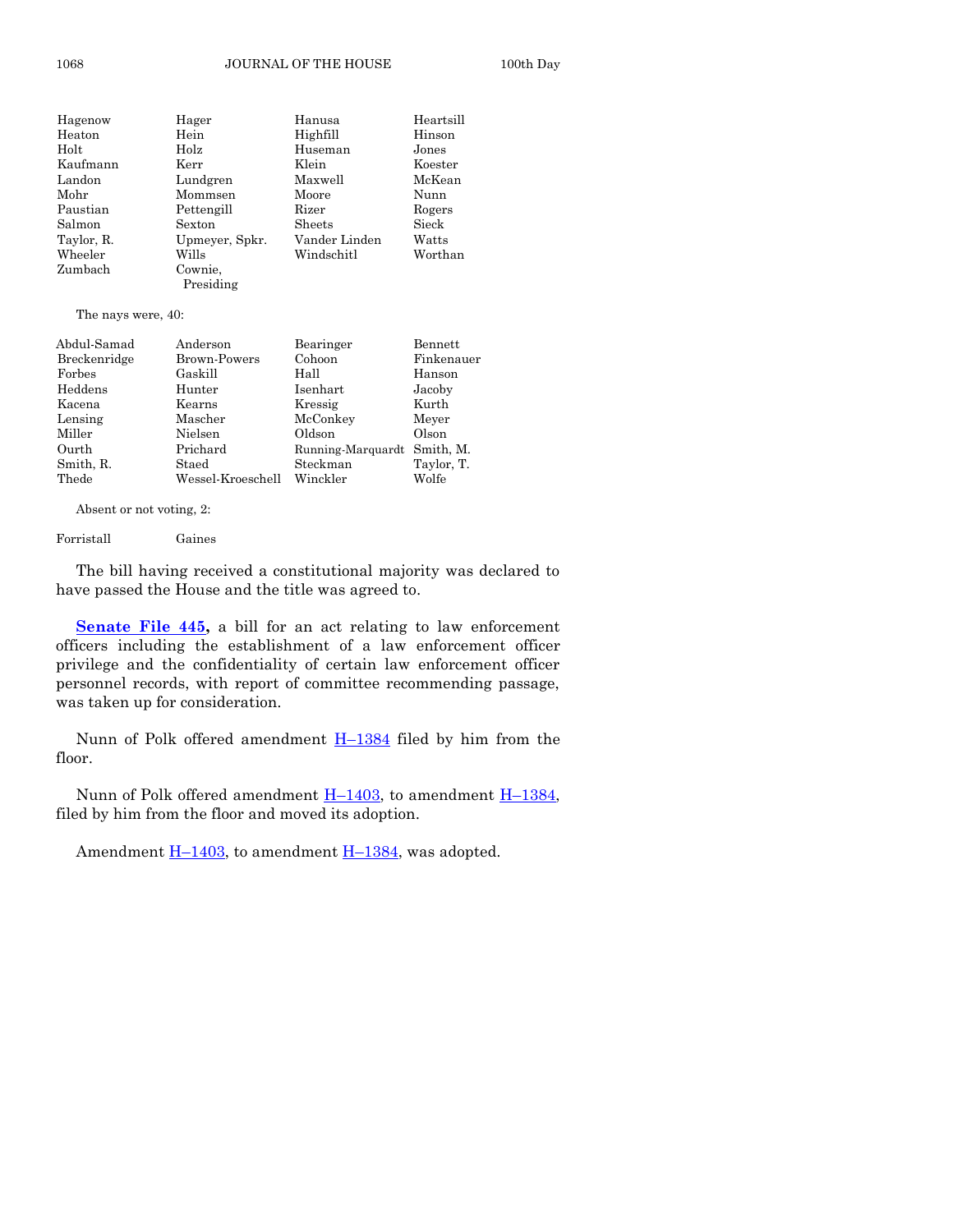| | | | |
|---|---|---|---|
| Hagenow | Hager | Hanusa | Heartsill |
| Heaton | Hein | Highfill | Hinson |
| Holt | Holz | Huseman | Jones |
| Kaufmann | Kerr | Klein | Koester |
| Landon | Lundgren | Maxwell | McKean |
| Mohr | Mommsen | Moore | Nunn |
| Paustian | Pettengill | Rizer | Rogers |
| Salmon | Sexton | Sheets | Sieck |
| Taylor, R. | Upmeyer, Spkr. | Vander Linden | Watts |
| Wheeler | Wills | Windschitl | Worthan |
| Zumbach | Cownie, Presiding | | |

The nays were, 40:

| | | | |
|---|---|---|---|
| Abdul-Samad | Anderson | Bearinger | Bennett |
| Breckenridge | Brown-Powers | Cohoon | Finkenauer |
| Forbes | Gaskill | Hall | Hanson |
| Heddens | Hunter | Isenhart | Jacoby |
| Kacena | Kearns | Kressig | Kurth |
| Lensing | Mascher | McConkey | Meyer |
| Miller | Nielsen | Oldson | Olson |
| Ourth | Prichard | Running-Marquardt | Smith, M. |
| Smith, R. | Staed | Steckman | Taylor, T. |
| Thede | Wessel-Kroeschell | Winckler | Wolfe |

Absent or not voting, 2:

| | |
|---|---|
| Forristall | Gaines |

The bill having received a constitutional majority was declared to have passed the House and the title was agreed to.

**Senate File 445,** a bill for an act relating to law enforcement officers including the establishment of a law enforcement officer privilege and the confidentiality of certain law enforcement officer personnel records, with report of committee recommending passage, was taken up for consideration.

Nunn of Polk offered amendment H–1384 filed by him from the floor.

Nunn of Polk offered amendment H–1403, to amendment H–1384, filed by him from the floor and moved its adoption.

Amendment H–1403, to amendment H–1384, was adopted.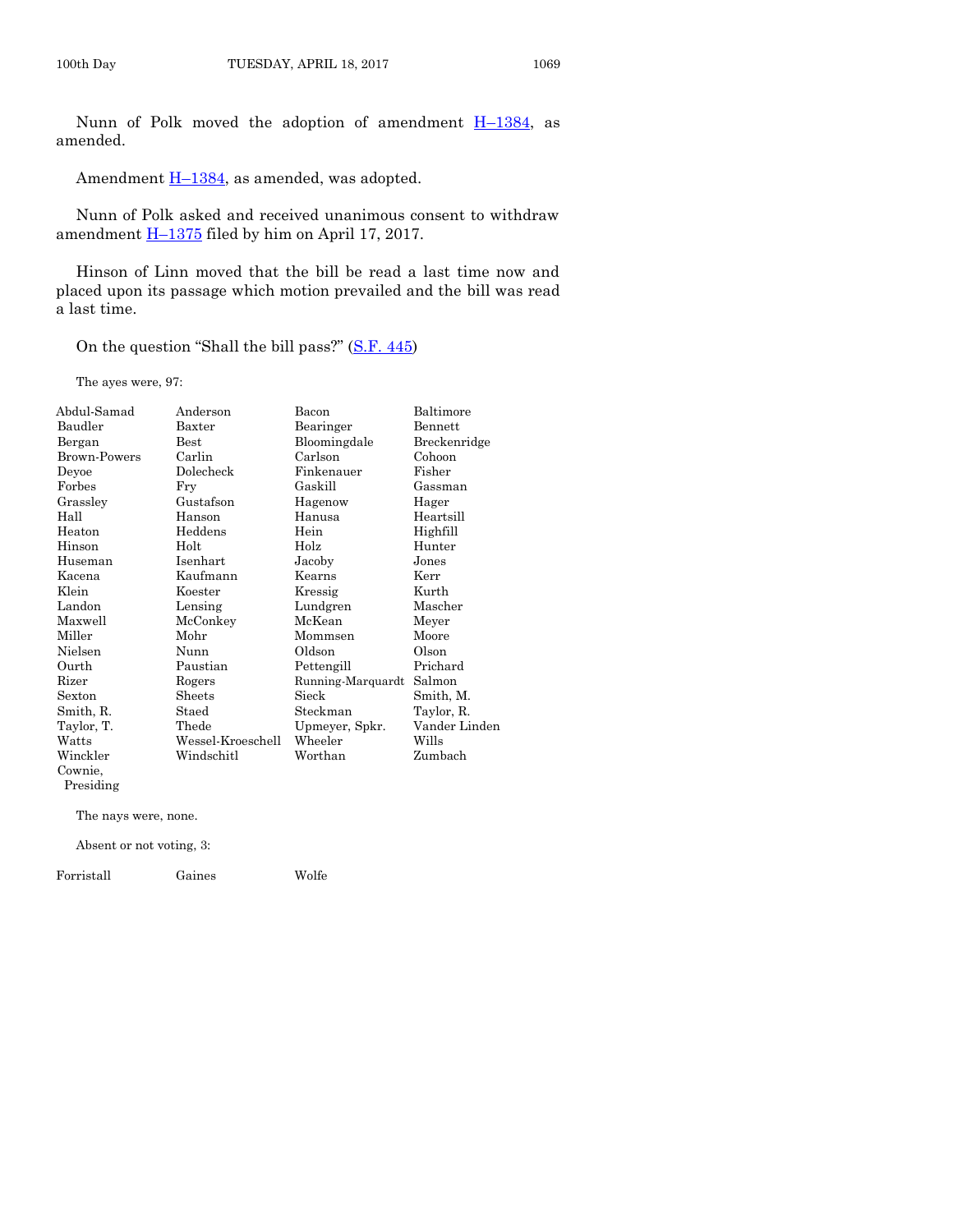Nunn of Polk moved the adoption of amendment H–1384, as amended.

Amendment H–1384, as amended, was adopted.

Nunn of Polk asked and received unanimous consent to withdraw amendment H–1375 filed by him on April 17, 2017.

Hinson of Linn moved that the bill be read a last time now and placed upon its passage which motion prevailed and the bill was read a last time.

On the question "Shall the bill pass?" (S.F. 445)

The ayes were, 97:

| | | | |
|---|---|---|---|
| Abdul-Samad | Anderson | Bacon | Baltimore |
| Baudler | Baxter | Bearinger | Bennett |
| Bergan | Best | Bloomingdale | Breckenridge |
| Brown-Powers | Carlin | Carlson | Cohoon |
| Deyoe | Dolecheck | Finkenauer | Fisher |
| Forbes | Fry | Gaskill | Gassman |
| Grassley | Gustafson | Hagenow | Hager |
| Hall | Hanson | Hanusa | Heartsill |
| Heaton | Heddens | Hein | Highfill |
| Hinson | Holt | Holz | Hunter |
| Huseman | Isenhart | Jacoby | Jones |
| Kacena | Kaufmann | Kearns | Kerr |
| Klein | Koester | Kressig | Kurth |
| Landon | Lensing | Lundgren | Mascher |
| Maxwell | McConkey | McKean | Meyer |
| Miller | Mohr | Mommsen | Moore |
| Nielsen | Nunn | Oldson | Olson |
| Ourth | Paustian | Pettengill | Prichard |
| Rizer | Rogers | Running-Marquardt | Salmon |
| Sexton | Sheets | Sieck | Smith, M. |
| Smith, R. | Staed | Steckman | Taylor, R. |
| Taylor, T. | Thede | Upmeyer, Spkr. | Vander Linden |
| Watts | Wessel-Kroeschell | Wheeler | Wills |
| Winckler | Windschitl | Worthan | Zumbach |
| Cownie, Presiding | | | |

The nays were, none.

Absent or not voting, 3:

| | | |
|---|---|---|
| Forristall | Gaines | Wolfe |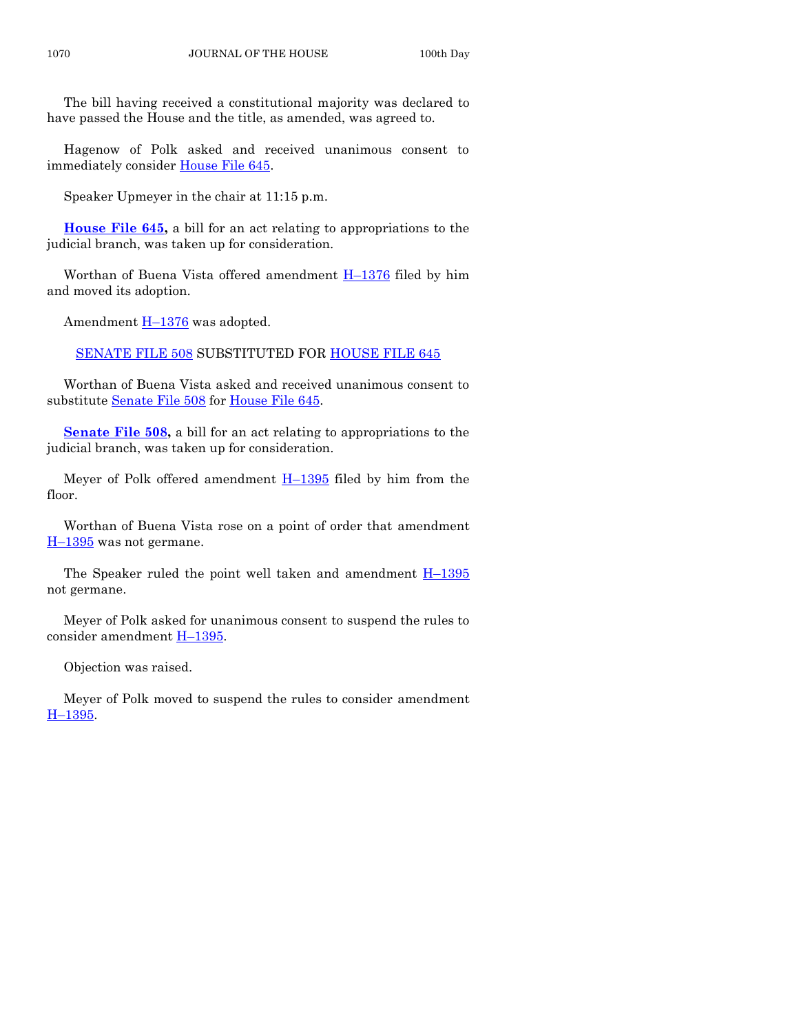The bill having received a constitutional majority was declared to have passed the House and the title, as amended, was agreed to.

Hagenow of Polk asked and received unanimous consent to immediately consider House File 645.

Speaker Upmeyer in the chair at 11:15 p.m.

**House File 645,** a bill for an act relating to appropriations to the judicial branch, was taken up for consideration.

Worthan of Buena Vista offered amendment H–1376 filed by him and moved its adoption.

Amendment H–1376 was adopted.

SENATE FILE 508 SUBSTITUTED FOR HOUSE FILE 645

Worthan of Buena Vista asked and received unanimous consent to substitute Senate File 508 for House File 645.

**Senate File 508,** a bill for an act relating to appropriations to the judicial branch, was taken up for consideration.

Meyer of Polk offered amendment H–1395 filed by him from the floor.

Worthan of Buena Vista rose on a point of order that amendment H–1395 was not germane.

The Speaker ruled the point well taken and amendment H–1395 not germane.

Meyer of Polk asked for unanimous consent to suspend the rules to consider amendment H–1395.

Objection was raised.

Meyer of Polk moved to suspend the rules to consider amendment H–1395.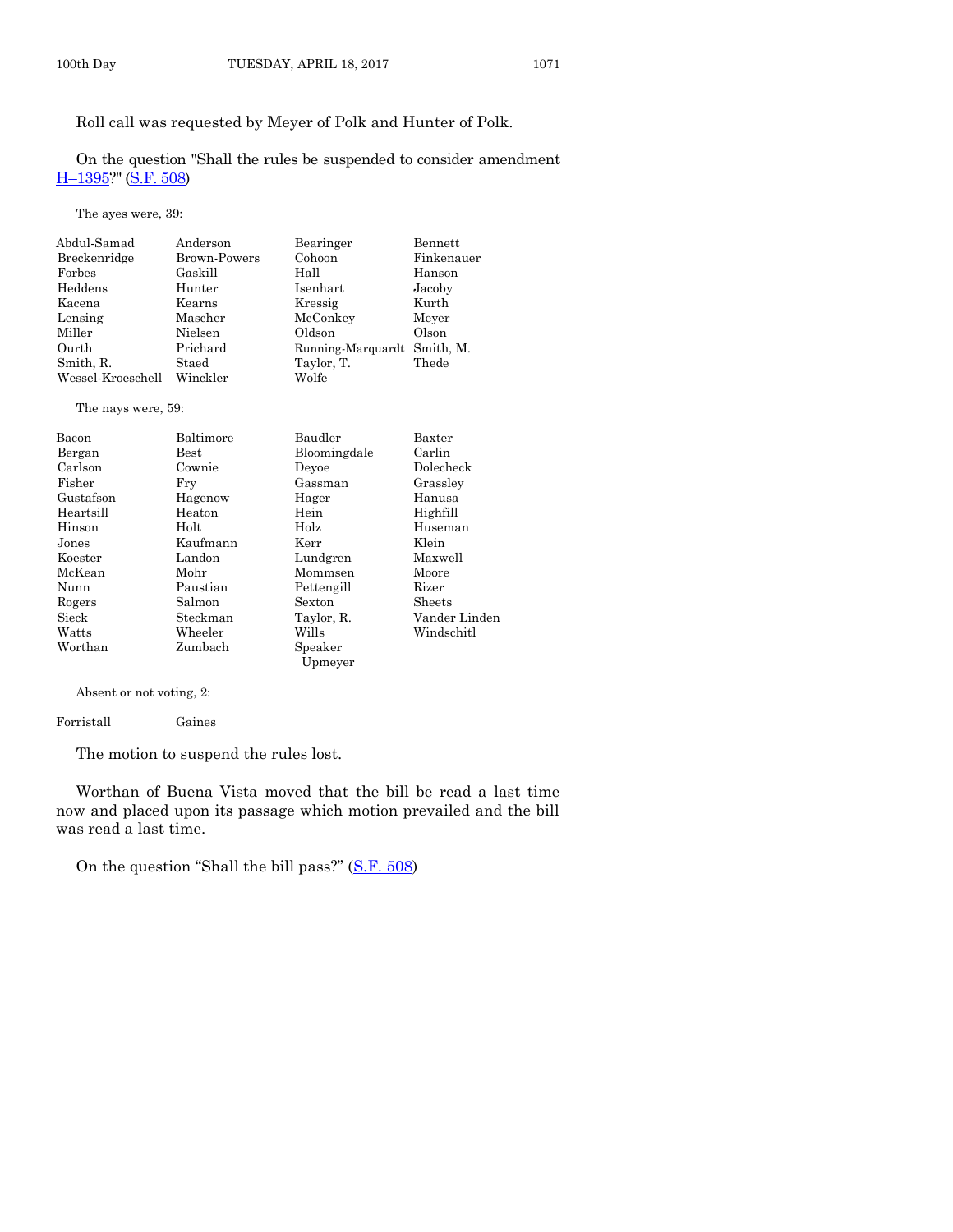Roll call was requested by Meyer of Polk and Hunter of Polk.

On the question "Shall the rules be suspended to consider amendment H–1395?" (S.F. 508)

The ayes were, 39:

| | | | |
|---|---|---|---|
| Abdul-Samad | Anderson | Bearinger | Bennett |
| Breckenridge | Brown-Powers | Cohoon | Finkenauer |
| Forbes | Gaskill | Hall | Hanson |
| Heddens | Hunter | Isenhart | Jacoby |
| Kacena | Kearns | Kressig | Kurth |
| Lensing | Mascher | McConkey | Meyer |
| Miller | Nielsen | Oldson | Olson |
| Ourth | Prichard | Running-Marquardt | Smith, M. |
| Smith, R. | Staed | Taylor, T. | Thede |
| Wessel-Kroeschell | Winckler | Wolfe | |

The nays were, 59:

| | | | |
|---|---|---|---|
| Bacon | Baltimore | Baudler | Baxter |
| Bergan | Best | Bloomingdale | Carlin |
| Carlson | Cownie | Deyoe | Dolecheck |
| Fisher | Fry | Gassman | Grassley |
| Gustafson | Hagenow | Hager | Hanusa |
| Heartsill | Heaton | Hein | Highfill |
| Hinson | Holt | Holz | Huseman |
| Jones | Kaufmann | Kerr | Klein |
| Koester | Landon | Lundgren | Maxwell |
| McKean | Mohr | Mommsen | Moore |
| Nunn | Paustian | Pettengill | Rizer |
| Rogers | Salmon | Sexton | Sheets |
| Sieck | Steckman | Taylor, R. | Vander Linden |
| Watts | Wheeler | Wills | Windschitl |
| Worthan | Zumbach | Speaker Upmeyer | |

Absent or not voting, 2:

| | |
|---|---|
| Forristall | Gaines |

The motion to suspend the rules lost.

Worthan of Buena Vista moved that the bill be read a last time now and placed upon its passage which motion prevailed and the bill was read a last time.

On the question "Shall the bill pass?" (S.F. 508)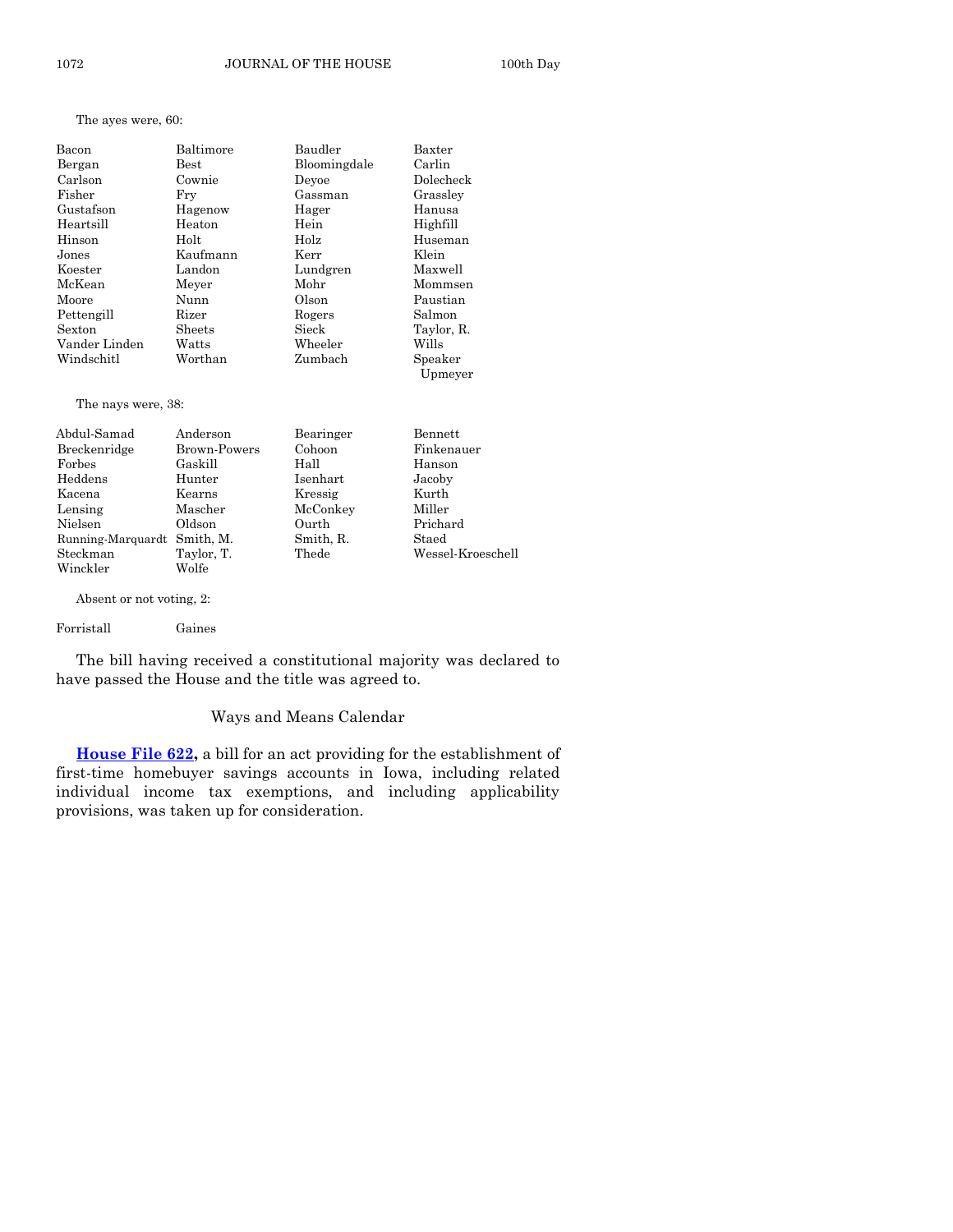The ayes were, 60:

| | | | |
|---|---|---|---|
| Bacon | Baltimore | Baudler | Baxter |
| Bergan | Best | Bloomingdale | Carlin |
| Carlson | Cownie | Deyoe | Dolecheck |
| Fisher | Fry | Gassman | Grassley |
| Gustafson | Hagenow | Hager | Hanusa |
| Heartsill | Heaton | Hein | Highfill |
| Hinson | Holt | Holz | Huseman |
| Jones | Kaufmann | Kerr | Klein |
| Koester | Landon | Lundgren | Maxwell |
| McKean | Meyer | Mohr | Mommsen |
| Moore | Nunn | Olson | Paustian |
| Pettengill | Rizer | Rogers | Salmon |
| Sexton | Sheets | Sieck | Taylor, R. |
| Vander Linden | Watts | Wheeler | Wills |
| Windschitl | Worthan | Zumbach | Speaker Upmeyer |

The nays were, 38:

| | | | |
|---|---|---|---|
| Abdul-Samad | Anderson | Bearinger | Bennett |
| Breckenridge | Brown-Powers | Cohoon | Finkenauer |
| Forbes | Gaskill | Hall | Hanson |
| Heddens | Hunter | Isenhart | Jacoby |
| Kacena | Kearns | Kressig | Kurth |
| Lensing | Mascher | McConkey | Miller |
| Nielsen | Oldson | Ourth | Prichard |
| Running-Marquardt | Smith, M. | Smith, R. | Staed |
| Steckman | Taylor, T. | Thede | Wessel-Kroeschell |
| Winckler | Wolfe | | |

Absent or not voting, 2:

| | |
|---|---|
| Forristall | Gaines |

The bill having received a constitutional majority was declared to have passed the House and the title was agreed to.

## Ways and Means Calendar

**House File 622,** a bill for an act providing for the establishment of first-time homebuyer savings accounts in Iowa, including related individual income tax exemptions, and including applicability provisions, was taken up for consideration.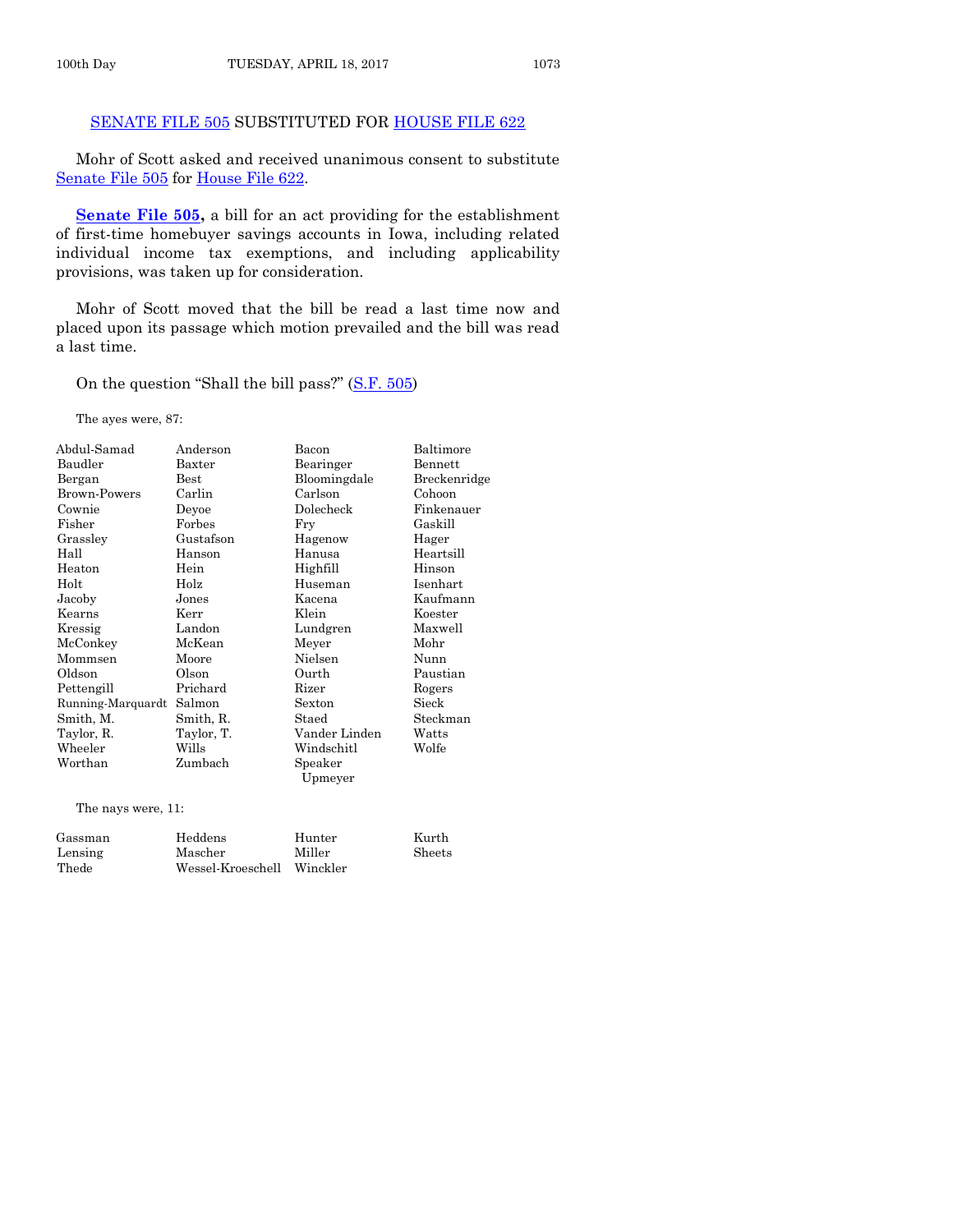## SENATE FILE 505 SUBSTITUTED FOR HOUSE FILE 622

Mohr of Scott asked and received unanimous consent to substitute Senate File 505 for House File 622.

**Senate File 505,** a bill for an act providing for the establishment of first-time homebuyer savings accounts in Iowa, including related individual income tax exemptions, and including applicability provisions, was taken up for consideration.

Mohr of Scott moved that the bill be read a last time now and placed upon its passage which motion prevailed and the bill was read a last time.

On the question "Shall the bill pass?" (S.F. 505)

The ayes were, 87:

| | | | |
|---|---|---|---|
| Abdul-Samad | Anderson | Bacon | Baltimore |
| Baudler | Baxter | Bearinger | Bennett |
| Bergan | Best | Bloomingdale | Breckenridge |
| Brown-Powers | Carlin | Carlson | Cohoon |
| Cownie | Deyoe | Dolecheck | Finkenauer |
| Fisher | Forbes | Fry | Gaskill |
| Grassley | Gustafson | Hagenow | Hager |
| Hall | Hanson | Hanusa | Heartsill |
| Heaton | Hein | Highfill | Hinson |
| Holt | Holz | Huseman | Isenhart |
| Jacoby | Jones | Kacena | Kaufmann |
| Kearns | Kerr | Klein | Koester |
| Kressig | Landon | Lundgren | Maxwell |
| McConkey | McKean | Meyer | Mohr |
| Mommsen | Moore | Nielsen | Nunn |
| Oldson | Olson | Ourth | Paustian |
| Pettengill | Prichard | Rizer | Rogers |
| Running-Marquardt | Salmon | Sexton | Sieck |
| Smith, M. | Smith, R. | Staed | Steckman |
| Taylor, R. | Taylor, T. | Vander Linden | Watts |
| Wheeler | Wills | Windschitl | Wolfe |
| Worthan | Zumbach | Speaker Upmeyer | |

The nays were, 11:

| | | | |
|---|---|---|---|
| Gassman | Heddens | Hunter | Kurth |
| Lensing | Mascher | Miller | Sheets |
| Thede | Wessel-Kroeschell | Winckler | |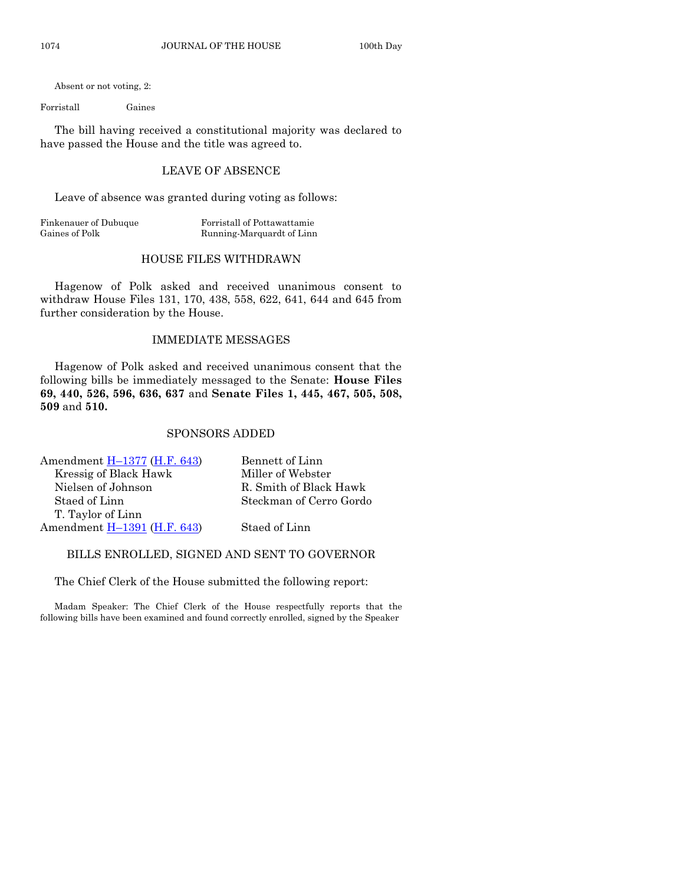Absent or not voting, 2:

Forristall Gaines

The bill having received a constitutional majority was declared to have passed the House and the title was agreed to.

## LEAVE OF ABSENCE

Leave of absence was granted during voting as follows:

| | |
|---|---|
| Finkenauer of Dubuque | Forristall of Pottawattamie |
| Gaines of Polk | Running-Marquardt of Linn |

## HOUSE FILES WITHDRAWN

Hagenow of Polk asked and received unanimous consent to withdraw House Files 131, 170, 438, 558, 622, 641, 644 and 645 from further consideration by the House.

## IMMEDIATE MESSAGES

Hagenow of Polk asked and received unanimous consent that the following bills be immediately messaged to the Senate: **House Files 69, 440, 526, 596, 636, 637** and **Senate Files 1, 445, 467, 505, 508, 509** and **510.**

## SPONSORS ADDED

| | |
|---|---|
| Amendment H–1377 (H.F. 643) | Bennett of Linn |
| Kressig of Black Hawk | Miller of Webster |
| Nielsen of Johnson | R. Smith of Black Hawk |
| Staed of Linn | Steckman of Cerro Gordo |
| T. Taylor of Linn | |
| Amendment H–1391 (H.F. 643) | Staed of Linn |

## BILLS ENROLLED, SIGNED AND SENT TO GOVERNOR

The Chief Clerk of the House submitted the following report:

Madam Speaker: The Chief Clerk of the House respectfully reports that the following bills have been examined and found correctly enrolled, signed by the Speaker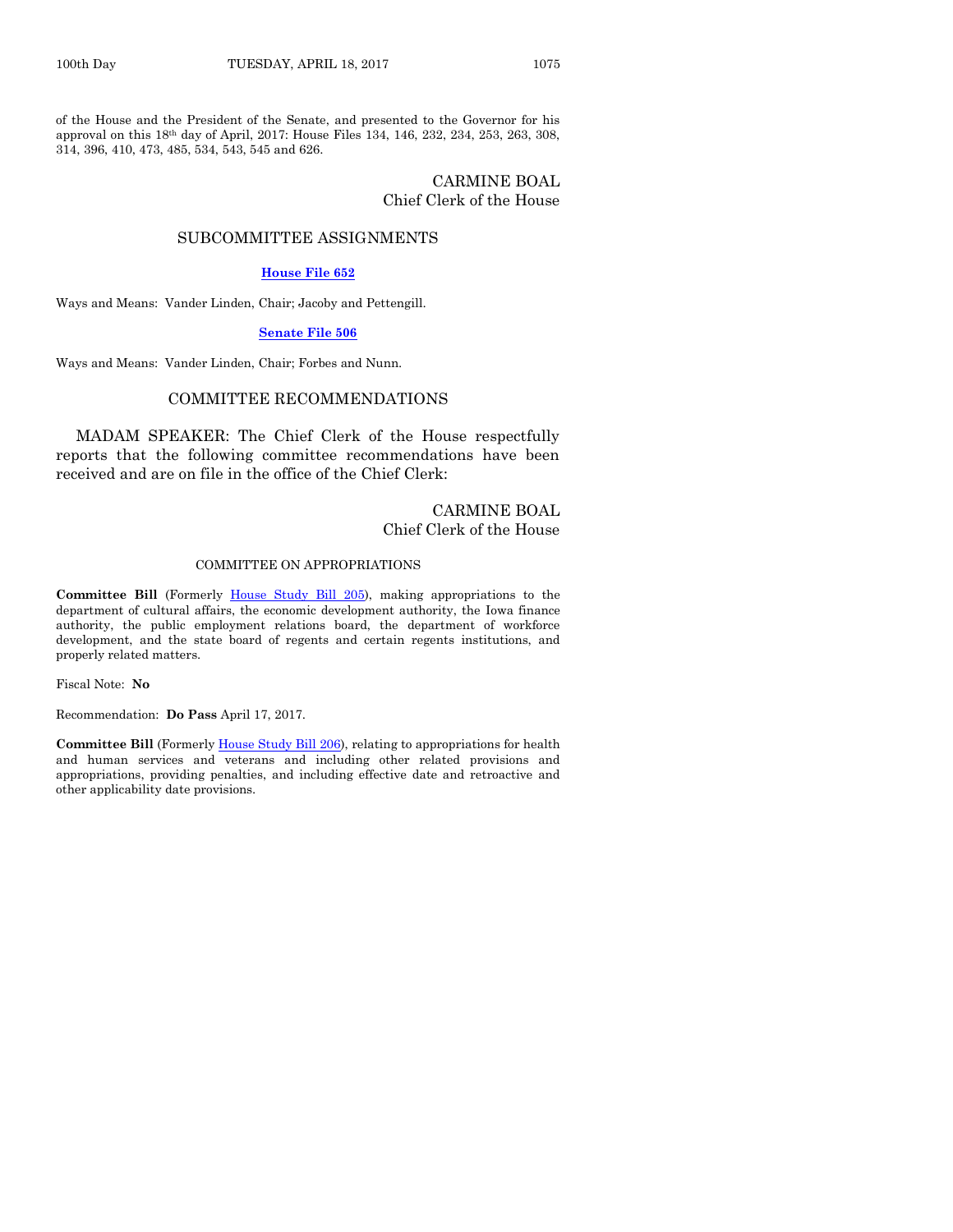of the House and the President of the Senate, and presented to the Governor for his approval on this 18th day of April, 2017: House Files 134, 146, 232, 234, 253, 263, 308, 314, 396, 410, 473, 485, 534, 543, 545 and 626.

CARMINE BOAL
Chief Clerk of the House

## SUBCOMMITTEE ASSIGNMENTS

**House File 652**

Ways and Means: Vander Linden, Chair; Jacoby and Pettengill.

**Senate File 506**

Ways and Means: Vander Linden, Chair; Forbes and Nunn.

## COMMITTEE RECOMMENDATIONS

MADAM SPEAKER: The Chief Clerk of the House respectfully reports that the following committee recommendations have been received and are on file in the office of the Chief Clerk:

CARMINE BOAL
Chief Clerk of the House

### COMMITTEE ON APPROPRIATIONS

**Committee Bill** (Formerly House Study Bill 205), making appropriations to the department of cultural affairs, the economic development authority, the Iowa finance authority, the public employment relations board, the department of workforce development, and the state board of regents and certain regents institutions, and properly related matters.

Fiscal Note: **No**

Recommendation: **Do Pass** April 17, 2017.

**Committee Bill** (Formerly House Study Bill 206), relating to appropriations for health and human services and veterans and including other related provisions and appropriations, providing penalties, and including effective date and retroactive and other applicability date provisions.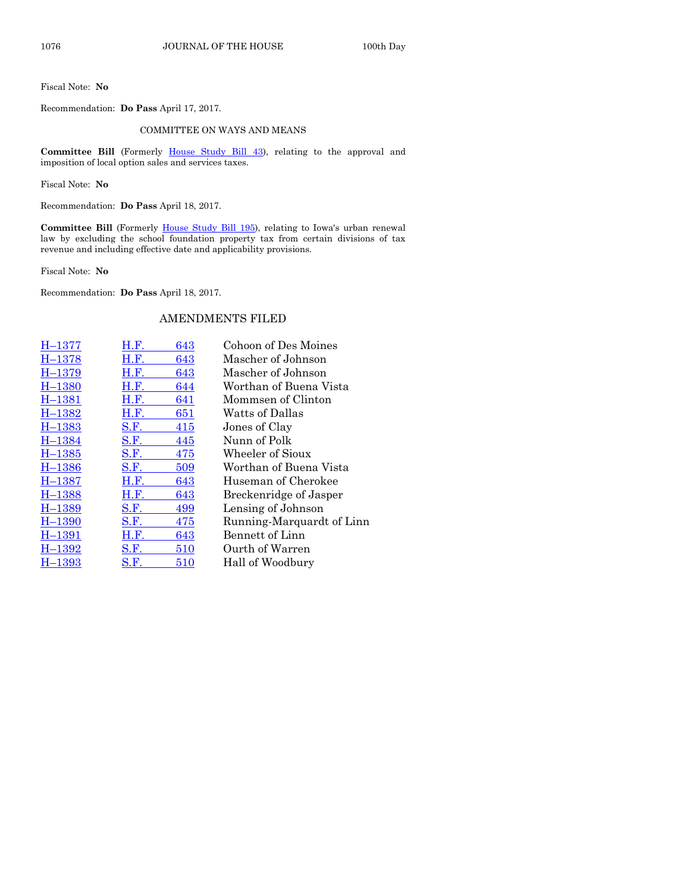Fiscal Note: **No**

Recommendation: **Do Pass** April 17, 2017.

COMMITTEE ON WAYS AND MEANS

**Committee Bill** (Formerly House Study Bill 43), relating to the approval and imposition of local option sales and services taxes.

Fiscal Note: **No**

Recommendation: **Do Pass** April 18, 2017.

**Committee Bill** (Formerly House Study Bill 195), relating to Iowa's urban renewal law by excluding the school foundation property tax from certain divisions of tax revenue and including effective date and applicability provisions.

Fiscal Note: **No**

Recommendation: **Do Pass** April 18, 2017.

## AMENDMENTS FILED

| | | |
|---|---|---|
| H–1377 | H.F. 643 | Cohoon of Des Moines |
| H–1378 | H.F. 643 | Mascher of Johnson |
| H–1379 | H.F. 643 | Mascher of Johnson |
| H–1380 | H.F. 644 | Worthan of Buena Vista |
| H–1381 | H.F. 641 | Mommsen of Clinton |
| H–1382 | H.F. 651 | Watts of Dallas |
| H–1383 | S.F. 415 | Jones of Clay |
| H–1384 | S.F. 445 | Nunn of Polk |
| H–1385 | S.F. 475 | Wheeler of Sioux |
| H–1386 | S.F. 509 | Worthan of Buena Vista |
| H–1387 | H.F. 643 | Huseman of Cherokee |
| H–1388 | H.F. 643 | Breckenridge of Jasper |
| H–1389 | S.F. 499 | Lensing of Johnson |
| H–1390 | S.F. 475 | Running-Marquardt of Linn |
| H–1391 | H.F. 643 | Bennett of Linn |
| H–1392 | S.F. 510 | Ourth of Warren |
| H–1393 | S.F. 510 | Hall of Woodbury |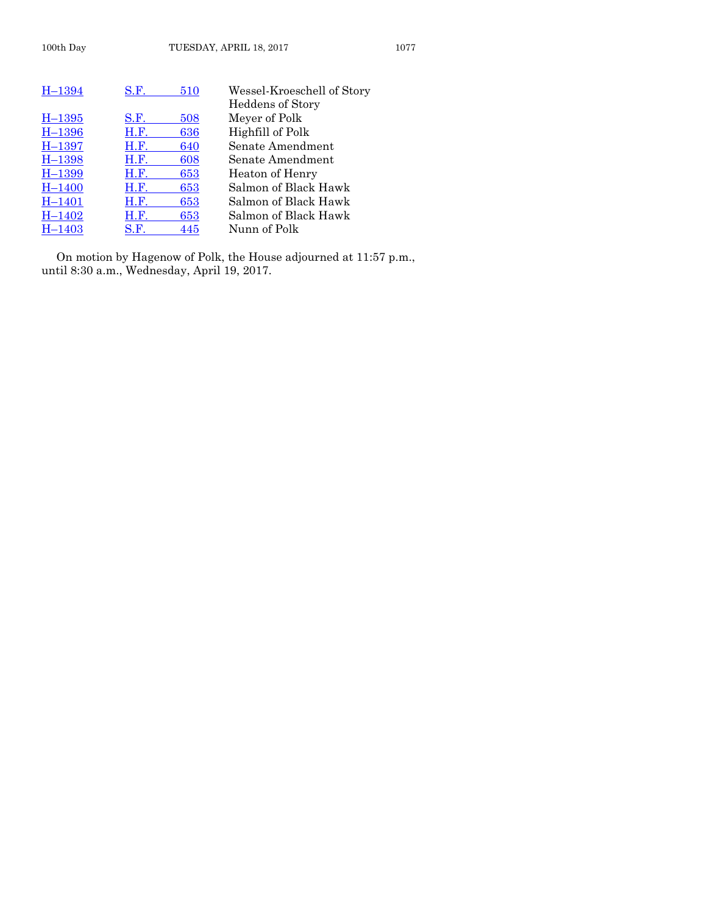| | | |
|---|---|---|
| H–1394 | S.F. 510 | Wessel-Kroeschell of Story<br>Heddens of Story |
| H–1395 | S.F. 508 | Meyer of Polk |
| H–1396 | H.F. 636 | Highfill of Polk |
| H–1397 | H.F. 640 | Senate Amendment |
| H–1398 | H.F. 608 | Senate Amendment |
| H–1399 | H.F. 653 | Heaton of Henry |
| H–1400 | H.F. 653 | Salmon of Black Hawk |
| H–1401 | H.F. 653 | Salmon of Black Hawk |
| H–1402 | H.F. 653 | Salmon of Black Hawk |
| H–1403 | S.F. 445 | Nunn of Polk |

On motion by Hagenow of Polk, the House adjourned at 11:57 p.m., until 8:30 a.m., Wednesday, April 19, 2017.